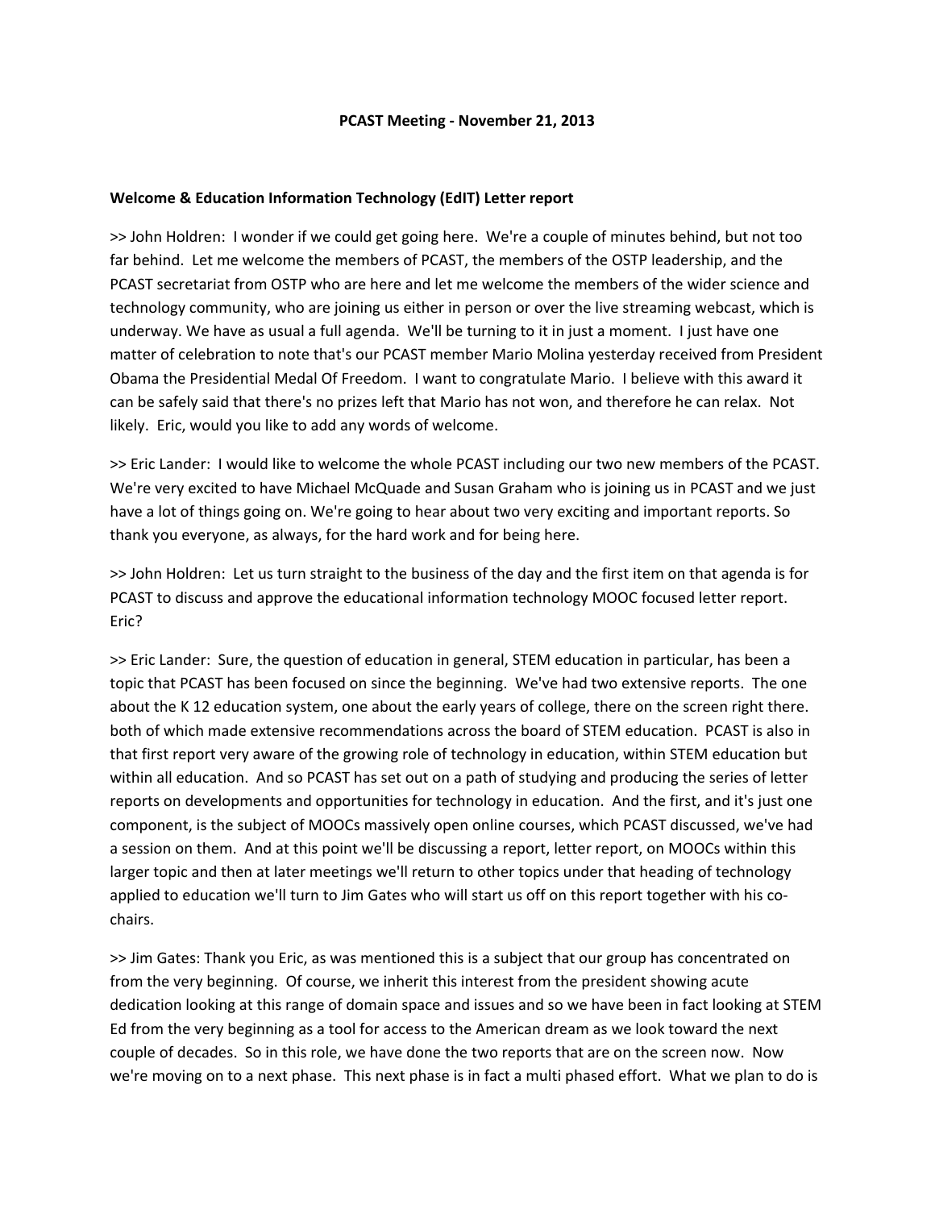**PCAST Meeting - November 21, 2013**

**Welcome & Education Information Technology (EdIT) Letter report**

>> John Holdren: I wonder if we could get going here. We're a couple of minutes behind, but not too far behind. Let me welcome the members of PCAST, the members of the OSTP leadership, and the PCAST secretariat from OSTP who are here and let me welcome the members of the wider science and technology community, who are joining us either in person or over the live streaming webcast, which is underway. We have as usual a full agenda. We'll be turning to it in just a moment. I just have one matter of celebration to note that's our PCAST member Mario Molina yesterday received from President Obama the Presidential Medal Of Freedom. I want to congratulate Mario. I believe with this award it can be safely said that there's no prizes left that Mario has not won, and therefore he can relax. Not likely. Eric, would you like to add any words of welcome.

>> Eric Lander: I would like to welcome the whole PCAST including our two new members of the PCAST. We're very excited to have Michael McQuade and Susan Graham who is joining us in PCAST and we just have a lot of things going on. We're going to hear about two very exciting and important reports. So thank you everyone, as always, for the hard work and for being here.

>> John Holdren: Let us turn straight to the business of the day and the first item on that agenda is for PCAST to discuss and approve the educational information technology MOOC focused letter report. Eric?

>> Eric Lander: Sure, the question of education in general, STEM education in particular, has been a topic that PCAST has been focused on since the beginning. We've had two extensive reports. The one about the K 12 education system, one about the early years of college, there on the screen right there. both of which made extensive recommendations across the board of STEM education. PCAST is also in that first report very aware of the growing role of technology in education, within STEM education but within all education. And so PCAST has set out on a path of studying and producing the series of letter reports on developments and opportunities for technology in education. And the first, and it's just one component, is the subject of MOOCs massively open online courses, which PCAST discussed, we've had a session on them. And at this point we'll be discussing a report, letter report, on MOOCs within this larger topic and then at later meetings we'll return to other topics under that heading of technology applied to education we'll turn to Jim Gates who will start us off on this report together with his co-chairs.

>> Jim Gates: Thank you Eric, as was mentioned this is a subject that our group has concentrated on from the very beginning. Of course, we inherit this interest from the president showing acute dedication looking at this range of domain space and issues and so we have been in fact looking at STEM Ed from the very beginning as a tool for access to the American dream as we look toward the next couple of decades. So in this role, we have done the two reports that are on the screen now. Now we're moving on to a next phase. This next phase is in fact a multi phased effort. What we plan to do is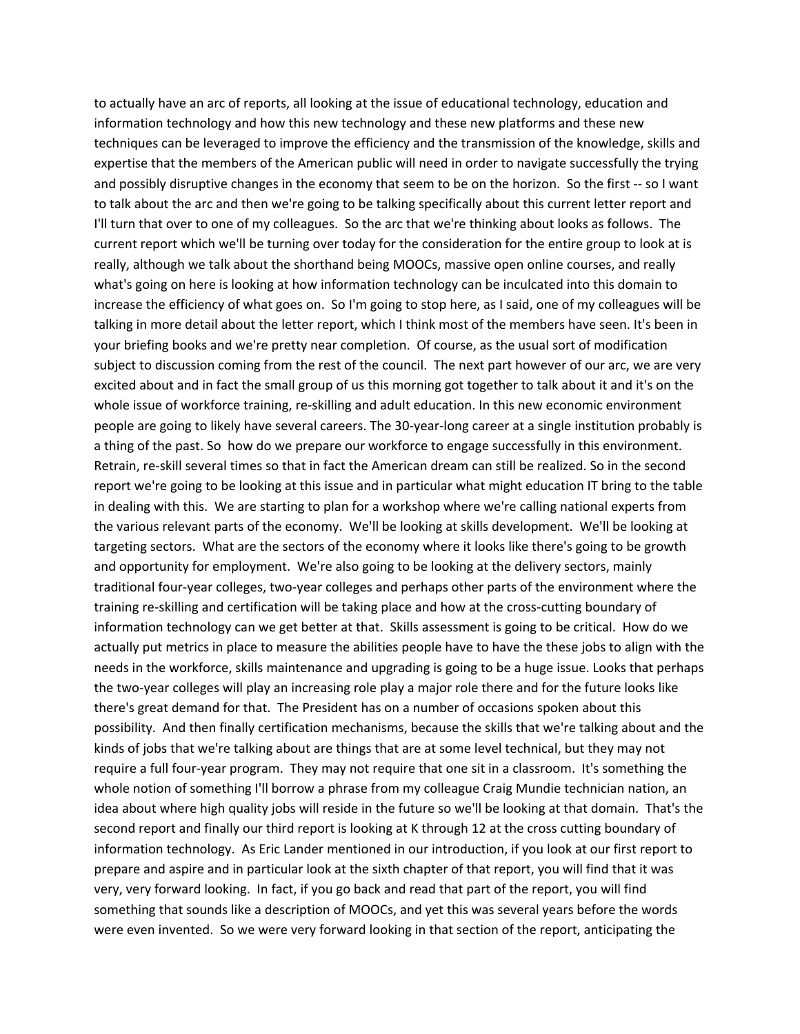to actually have an arc of reports, all looking at the issue of educational technology, education and information technology and how this new technology and these new platforms and these new techniques can be leveraged to improve the efficiency and the transmission of the knowledge, skills and expertise that the members of the American public will need in order to navigate successfully the trying and possibly disruptive changes in the economy that seem to be on the horizon. So the first -- so I want to talk about the arc and then we're going to be talking specifically about this current letter report and I'll turn that over to one of my colleagues. So the arc that we're thinking about looks as follows. The current report which we'll be turning over today for the consideration for the entire group to look at is really, although we talk about the shorthand being MOOCs, massive open online courses, and really what's going on here is looking at how information technology can be inculcated into this domain to increase the efficiency of what goes on. So I'm going to stop here, as I said, one of my colleagues will be talking in more detail about the letter report, which I think most of the members have seen. It's been in your briefing books and we're pretty near completion. Of course, as the usual sort of modification subject to discussion coming from the rest of the council. The next part however of our arc, we are very excited about and in fact the small group of us this morning got together to talk about it and it's on the whole issue of workforce training, re-skilling and adult education. In this new economic environment people are going to likely have several careers. The 30-year-long career at a single institution probably is a thing of the past. So how do we prepare our workforce to engage successfully in this environment. Retrain, re-skill several times so that in fact the American dream can still be realized. So in the second report we're going to be looking at this issue and in particular what might education IT bring to the table in dealing with this. We are starting to plan for a workshop where we're calling national experts from the various relevant parts of the economy. We'll be looking at skills development. We'll be looking at targeting sectors. What are the sectors of the economy where it looks like there's going to be growth and opportunity for employment. We're also going to be looking at the delivery sectors, mainly traditional four-year colleges, two-year colleges and perhaps other parts of the environment where the training re-skilling and certification will be taking place and how at the cross-cutting boundary of information technology can we get better at that. Skills assessment is going to be critical. How do we actually put metrics in place to measure the abilities people have to have the these jobs to align with the needs in the workforce, skills maintenance and upgrading is going to be a huge issue. Looks that perhaps the two-year colleges will play an increasing role play a major role there and for the future looks like there's great demand for that. The President has on a number of occasions spoken about this possibility. And then finally certification mechanisms, because the skills that we're talking about and the kinds of jobs that we're talking about are things that are at some level technical, but they may not require a full four-year program. They may not require that one sit in a classroom. It's something the whole notion of something I'll borrow a phrase from my colleague Craig Mundie technician nation, an idea about where high quality jobs will reside in the future so we'll be looking at that domain. That's the second report and finally our third report is looking at K through 12 at the cross cutting boundary of information technology. As Eric Lander mentioned in our introduction, if you look at our first report to prepare and aspire and in particular look at the sixth chapter of that report, you will find that it was very, very forward looking. In fact, if you go back and read that part of the report, you will find something that sounds like a description of MOOCs, and yet this was several years before the words were even invented. So we were very forward looking in that section of the report, anticipating the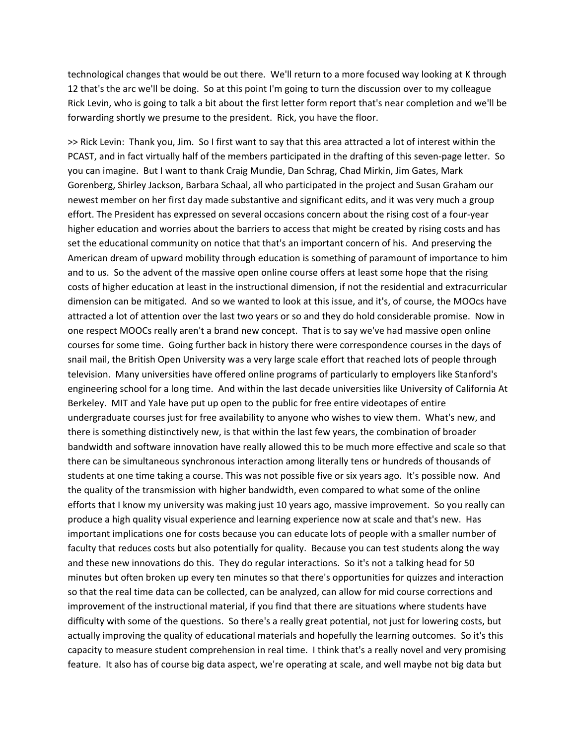technological changes that would be out there. We'll return to a more focused way looking at K through 12 that's the arc we'll be doing. So at this point I'm going to turn the discussion over to my colleague Rick Levin, who is going to talk a bit about the first letter form report that's near completion and we'll be forwarding shortly we presume to the president. Rick, you have the floor.

>> Rick Levin: Thank you, Jim. So I first want to say that this area attracted a lot of interest within the PCAST, and in fact virtually half of the members participated in the drafting of this seven-page letter. So you can imagine. But I want to thank Craig Mundie, Dan Schrag, Chad Mirkin, Jim Gates, Mark Gorenberg, Shirley Jackson, Barbara Schaal, all who participated in the project and Susan Graham our newest member on her first day made substantive and significant edits, and it was very much a group effort. The President has expressed on several occasions concern about the rising cost of a four-year higher education and worries about the barriers to access that might be created by rising costs and has set the educational community on notice that that's an important concern of his. And preserving the American dream of upward mobility through education is something of paramount of importance to him and to us. So the advent of the massive open online course offers at least some hope that the rising costs of higher education at least in the instructional dimension, if not the residential and extracurricular dimension can be mitigated. And so we wanted to look at this issue, and it's, of course, the MOOcs have attracted a lot of attention over the last two years or so and they do hold considerable promise. Now in one respect MOOCs really aren't a brand new concept. That is to say we've had massive open online courses for some time. Going further back in history there were correspondence courses in the days of snail mail, the British Open University was a very large scale effort that reached lots of people through television. Many universities have offered online programs of particularly to employers like Stanford's engineering school for a long time. And within the last decade universities like University of California At Berkeley. MIT and Yale have put up open to the public for free entire videotapes of entire undergraduate courses just for free availability to anyone who wishes to view them. What's new, and there is something distinctively new, is that within the last few years, the combination of broader bandwidth and software innovation have really allowed this to be much more effective and scale so that there can be simultaneous synchronous interaction among literally tens or hundreds of thousands of students at one time taking a course. This was not possible five or six years ago. It's possible now. And the quality of the transmission with higher bandwidth, even compared to what some of the online efforts that I know my university was making just 10 years ago, massive improvement. So you really can produce a high quality visual experience and learning experience now at scale and that's new. Has important implications one for costs because you can educate lots of people with a smaller number of faculty that reduces costs but also potentially for quality. Because you can test students along the way and these new innovations do this. They do regular interactions. So it's not a talking head for 50 minutes but often broken up every ten minutes so that there's opportunities for quizzes and interaction so that the real time data can be collected, can be analyzed, can allow for mid course corrections and improvement of the instructional material, if you find that there are situations where students have difficulty with some of the questions. So there's a really great potential, not just for lowering costs, but actually improving the quality of educational materials and hopefully the learning outcomes. So it's this capacity to measure student comprehension in real time. I think that's a really novel and very promising feature. It also has of course big data aspect, we're operating at scale, and well maybe not big data but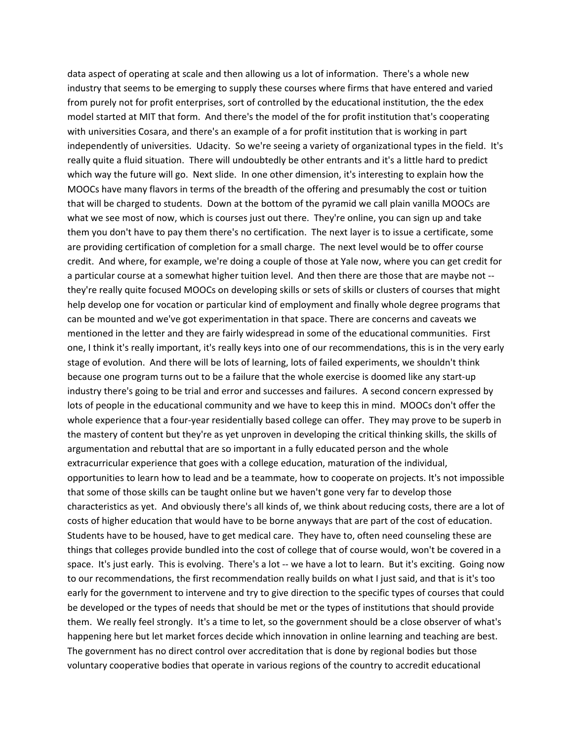data aspect of operating at scale and then allowing us a lot of information. There's a whole new industry that seems to be emerging to supply these courses where firms that have entered and varied from purely not for profit enterprises, sort of controlled by the educational institution, the the edex model started at MIT that form. And there's the model of the for profit institution that's cooperating with universities Cosara, and there's an example of a for profit institution that is working in part independently of universities. Udacity. So we're seeing a variety of organizational types in the field. It's really quite a fluid situation. There will undoubtedly be other entrants and it's a little hard to predict which way the future will go. Next slide. In one other dimension, it's interesting to explain how the MOOCs have many flavors in terms of the breadth of the offering and presumably the cost or tuition that will be charged to students. Down at the bottom of the pyramid we call plain vanilla MOOCs are what we see most of now, which is courses just out there. They're online, you can sign up and take them you don't have to pay them there's no certification. The next layer is to issue a certificate, some are providing certification of completion for a small charge. The next level would be to offer course credit. And where, for example, we're doing a couple of those at Yale now, where you can get credit for a particular course at a somewhat higher tuition level. And then there are those that are maybe not -- they're really quite focused MOOCs on developing skills or sets of skills or clusters of courses that might help develop one for vocation or particular kind of employment and finally whole degree programs that can be mounted and we've got experimentation in that space. There are concerns and caveats we mentioned in the letter and they are fairly widespread in some of the educational communities. First one, I think it's really important, it's really keys into one of our recommendations, this is in the very early stage of evolution. And there will be lots of learning, lots of failed experiments, we shouldn't think because one program turns out to be a failure that the whole exercise is doomed like any start-up industry there's going to be trial and error and successes and failures. A second concern expressed by lots of people in the educational community and we have to keep this in mind. MOOCs don't offer the whole experience that a four-year residentially based college can offer. They may prove to be superb in the mastery of content but they're as yet unproven in developing the critical thinking skills, the skills of argumentation and rebuttal that are so important in a fully educated person and the whole extracurricular experience that goes with a college education, maturation of the individual, opportunities to learn how to lead and be a teammate, how to cooperate on projects. It's not impossible that some of those skills can be taught online but we haven't gone very far to develop those characteristics as yet. And obviously there's all kinds of, we think about reducing costs, there are a lot of costs of higher education that would have to be borne anyways that are part of the cost of education. Students have to be housed, have to get medical care. They have to, often need counseling these are things that colleges provide bundled into the cost of college that of course would, won't be covered in a space. It's just early. This is evolving. There's a lot -- we have a lot to learn. But it's exciting. Going now to our recommendations, the first recommendation really builds on what I just said, and that is it's too early for the government to intervene and try to give direction to the specific types of courses that could be developed or the types of needs that should be met or the types of institutions that should provide them. We really feel strongly. It's a time to let, so the government should be a close observer of what's happening here but let market forces decide which innovation in online learning and teaching are best. The government has no direct control over accreditation that is done by regional bodies but those voluntary cooperative bodies that operate in various regions of the country to accredit educational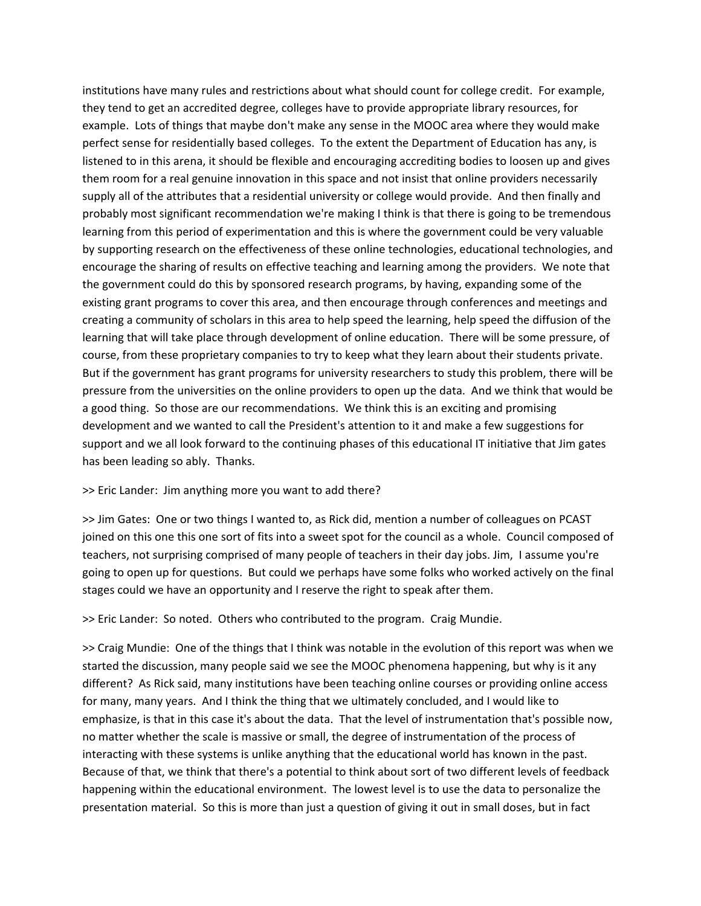institutions have many rules and restrictions about what should count for college credit. For example, they tend to get an accredited degree, colleges have to provide appropriate library resources, for example. Lots of things that maybe don't make any sense in the MOOC area where they would make perfect sense for residentially based colleges. To the extent the Department of Education has any, is listened to in this arena, it should be flexible and encouraging accrediting bodies to loosen up and gives them room for a real genuine innovation in this space and not insist that online providers necessarily supply all of the attributes that a residential university or college would provide. And then finally and probably most significant recommendation we're making I think is that there is going to be tremendous learning from this period of experimentation and this is where the government could be very valuable by supporting research on the effectiveness of these online technologies, educational technologies, and encourage the sharing of results on effective teaching and learning among the providers. We note that the government could do this by sponsored research programs, by having, expanding some of the existing grant programs to cover this area, and then encourage through conferences and meetings and creating a community of scholars in this area to help speed the learning, help speed the diffusion of the learning that will take place through development of online education. There will be some pressure, of course, from these proprietary companies to try to keep what they learn about their students private. But if the government has grant programs for university researchers to study this problem, there will be pressure from the universities on the online providers to open up the data. And we think that would be a good thing. So those are our recommendations. We think this is an exciting and promising development and we wanted to call the President's attention to it and make a few suggestions for support and we all look forward to the continuing phases of this educational IT initiative that Jim gates has been leading so ably. Thanks.

>> Eric Lander: Jim anything more you want to add there?

>> Jim Gates: One or two things I wanted to, as Rick did, mention a number of colleagues on PCAST joined on this one this one sort of fits into a sweet spot for the council as a whole. Council composed of teachers, not surprising comprised of many people of teachers in their day jobs. Jim, I assume you're going to open up for questions. But could we perhaps have some folks who worked actively on the final stages could we have an opportunity and I reserve the right to speak after them.

>> Eric Lander: So noted. Others who contributed to the program. Craig Mundie.

>> Craig Mundie: One of the things that I think was notable in the evolution of this report was when we started the discussion, many people said we see the MOOC phenomena happening, but why is it any different? As Rick said, many institutions have been teaching online courses or providing online access for many, many years. And I think the thing that we ultimately concluded, and I would like to emphasize, is that in this case it's about the data. That the level of instrumentation that's possible now, no matter whether the scale is massive or small, the degree of instrumentation of the process of interacting with these systems is unlike anything that the educational world has known in the past. Because of that, we think that there's a potential to think about sort of two different levels of feedback happening within the educational environment. The lowest level is to use the data to personalize the presentation material. So this is more than just a question of giving it out in small doses, but in fact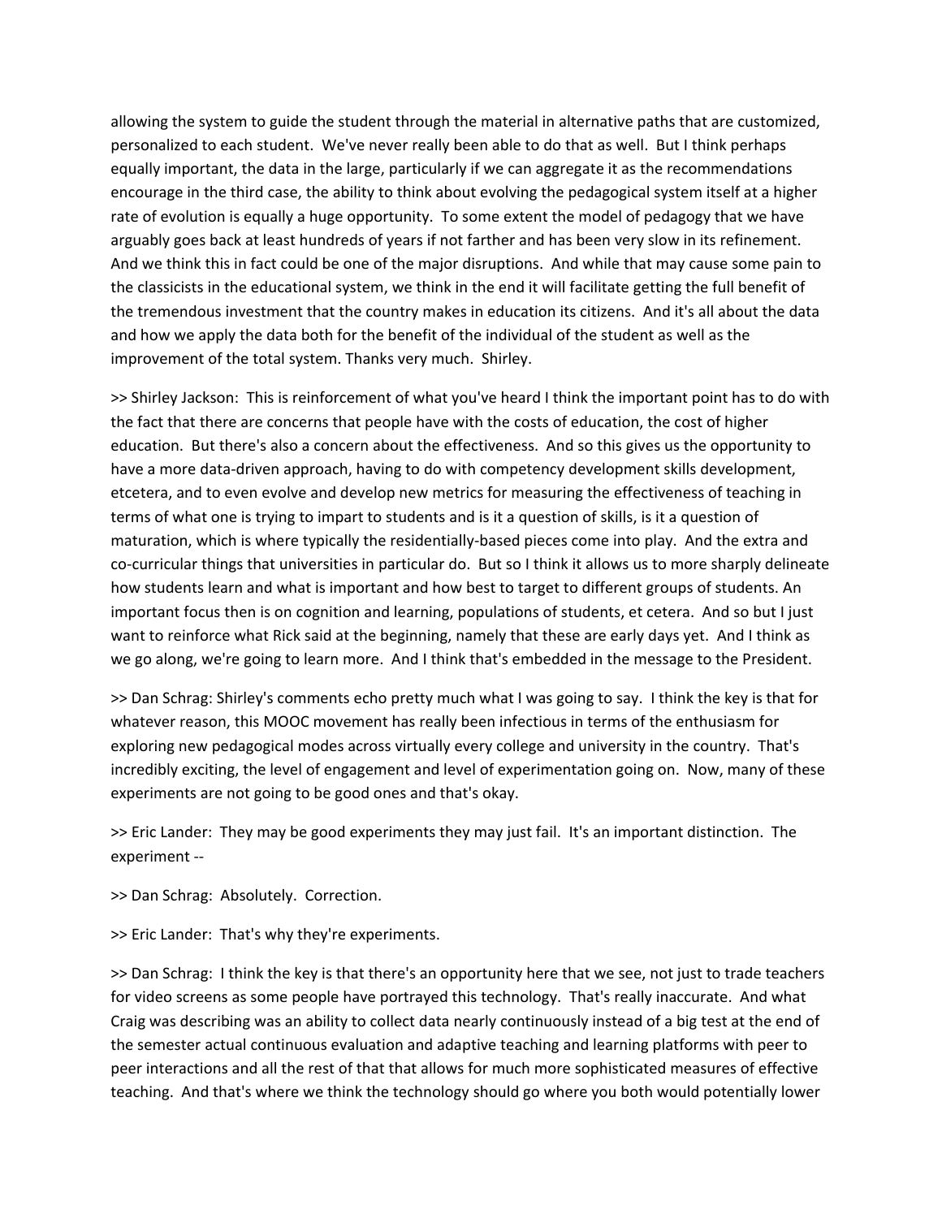allowing the system to guide the student through the material in alternative paths that are customized, personalized to each student. We've never really been able to do that as well. But I think perhaps equally important, the data in the large, particularly if we can aggregate it as the recommendations encourage in the third case, the ability to think about evolving the pedagogical system itself at a higher rate of evolution is equally a huge opportunity. To some extent the model of pedagogy that we have arguably goes back at least hundreds of years if not farther and has been very slow in its refinement. And we think this in fact could be one of the major disruptions. And while that may cause some pain to the classicists in the educational system, we think in the end it will facilitate getting the full benefit of the tremendous investment that the country makes in education its citizens. And it's all about the data and how we apply the data both for the benefit of the individual of the student as well as the improvement of the total system. Thanks very much. Shirley.

>> Shirley Jackson: This is reinforcement of what you've heard I think the important point has to do with the fact that there are concerns that people have with the costs of education, the cost of higher education. But there's also a concern about the effectiveness. And so this gives us the opportunity to have a more data-driven approach, having to do with competency development skills development, etcetera, and to even evolve and develop new metrics for measuring the effectiveness of teaching in terms of what one is trying to impart to students and is it a question of skills, is it a question of maturation, which is where typically the residentially-based pieces come into play. And the extra and co-curricular things that universities in particular do. But so I think it allows us to more sharply delineate how students learn and what is important and how best to target to different groups of students. An important focus then is on cognition and learning, populations of students, et cetera. And so but I just want to reinforce what Rick said at the beginning, namely that these are early days yet. And I think as we go along, we're going to learn more. And I think that's embedded in the message to the President.

>> Dan Schrag: Shirley's comments echo pretty much what I was going to say. I think the key is that for whatever reason, this MOOC movement has really been infectious in terms of the enthusiasm for exploring new pedagogical modes across virtually every college and university in the country. That's incredibly exciting, the level of engagement and level of experimentation going on. Now, many of these experiments are not going to be good ones and that's okay.

>> Eric Lander: They may be good experiments they may just fail. It's an important distinction. The experiment --

>> Dan Schrag: Absolutely. Correction.

>> Eric Lander: That's why they're experiments.

>> Dan Schrag: I think the key is that there's an opportunity here that we see, not just to trade teachers for video screens as some people have portrayed this technology. That's really inaccurate. And what Craig was describing was an ability to collect data nearly continuously instead of a big test at the end of the semester actual continuous evaluation and adaptive teaching and learning platforms with peer to peer interactions and all the rest of that that allows for much more sophisticated measures of effective teaching. And that's where we think the technology should go where you both would potentially lower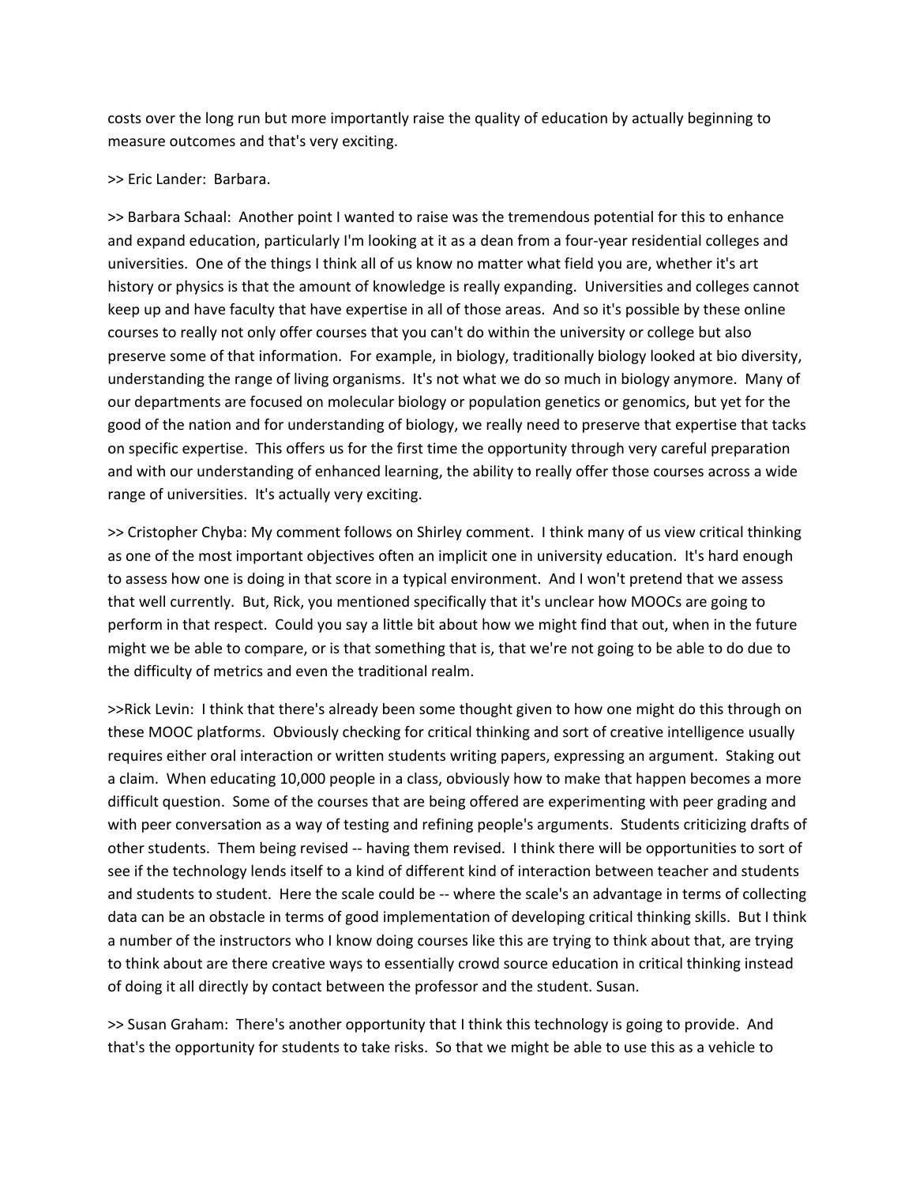costs over the long run but more importantly raise the quality of education by actually beginning to measure outcomes and that's very exciting.

>> Eric Lander: Barbara.

>> Barbara Schaal: Another point I wanted to raise was the tremendous potential for this to enhance and expand education, particularly I'm looking at it as a dean from a four-year residential colleges and universities. One of the things I think all of us know no matter what field you are, whether it's art history or physics is that the amount of knowledge is really expanding. Universities and colleges cannot keep up and have faculty that have expertise in all of those areas. And so it's possible by these online courses to really not only offer courses that you can't do within the university or college but also preserve some of that information. For example, in biology, traditionally biology looked at bio diversity, understanding the range of living organisms. It's not what we do so much in biology anymore. Many of our departments are focused on molecular biology or population genetics or genomics, but yet for the good of the nation and for understanding of biology, we really need to preserve that expertise that tacks on specific expertise. This offers us for the first time the opportunity through very careful preparation and with our understanding of enhanced learning, the ability to really offer those courses across a wide range of universities. It's actually very exciting.

>> Cristopher Chyba: My comment follows on Shirley comment. I think many of us view critical thinking as one of the most important objectives often an implicit one in university education. It's hard enough to assess how one is doing in that score in a typical environment. And I won't pretend that we assess that well currently. But, Rick, you mentioned specifically that it's unclear how MOOCs are going to perform in that respect. Could you say a little bit about how we might find that out, when in the future might we be able to compare, or is that something that is, that we're not going to be able to do due to the difficulty of metrics and even the traditional realm.

>>Rick Levin: I think that there's already been some thought given to how one might do this through on these MOOC platforms. Obviously checking for critical thinking and sort of creative intelligence usually requires either oral interaction or written students writing papers, expressing an argument. Staking out a claim. When educating 10,000 people in a class, obviously how to make that happen becomes a more difficult question. Some of the courses that are being offered are experimenting with peer grading and with peer conversation as a way of testing and refining people's arguments. Students criticizing drafts of other students. Them being revised -- having them revised. I think there will be opportunities to sort of see if the technology lends itself to a kind of different kind of interaction between teacher and students and students to student. Here the scale could be -- where the scale's an advantage in terms of collecting data can be an obstacle in terms of good implementation of developing critical thinking skills. But I think a number of the instructors who I know doing courses like this are trying to think about that, are trying to think about are there creative ways to essentially crowd source education in critical thinking instead of doing it all directly by contact between the professor and the student. Susan.

>> Susan Graham: There's another opportunity that I think this technology is going to provide. And that's the opportunity for students to take risks. So that we might be able to use this as a vehicle to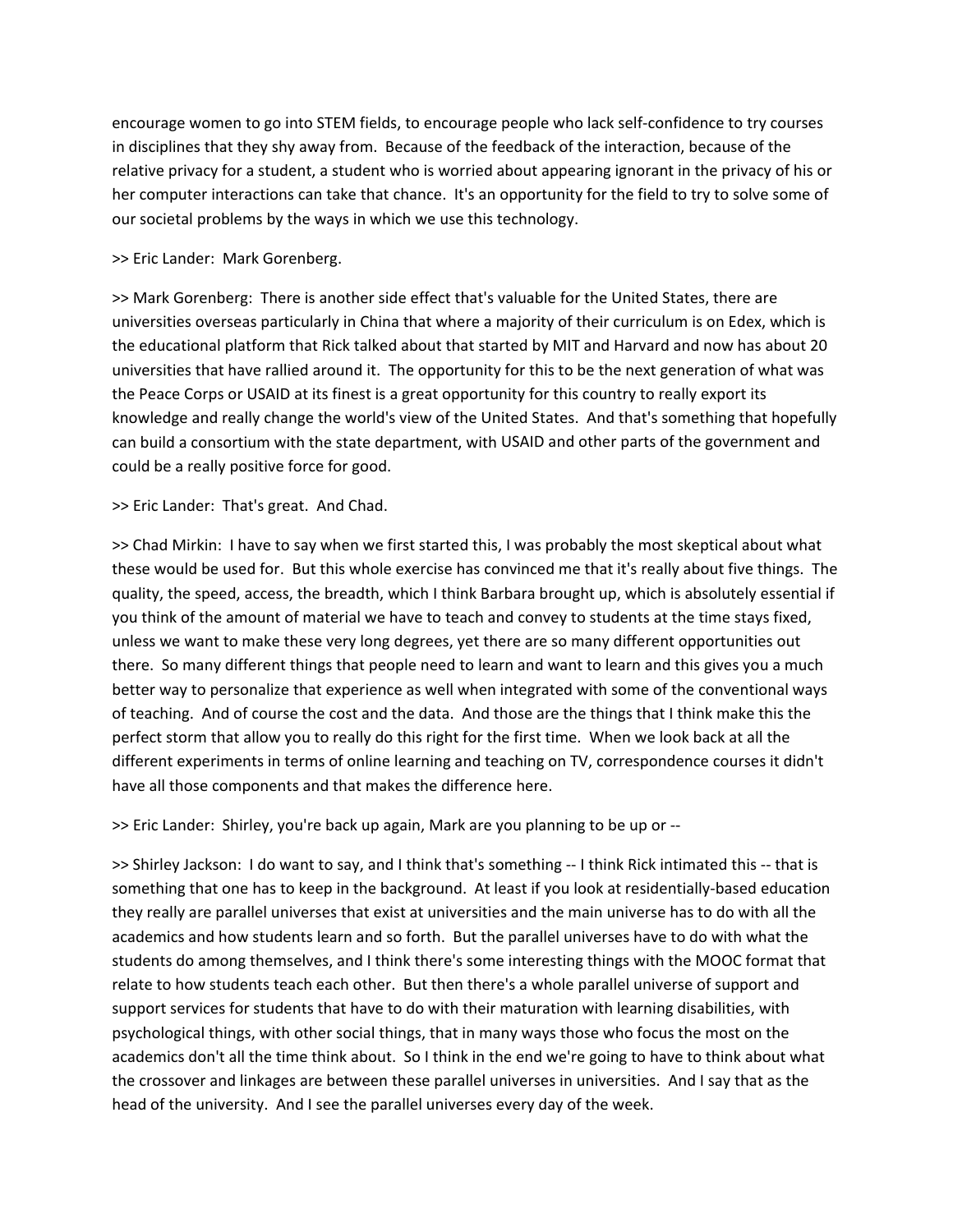encourage women to go into STEM fields, to encourage people who lack self-confidence to try courses in disciplines that they shy away from. Because of the feedback of the interaction, because of the relative privacy for a student, a student who is worried about appearing ignorant in the privacy of his or her computer interactions can take that chance. It's an opportunity for the field to try to solve some of our societal problems by the ways in which we use this technology.

>> Eric Lander: Mark Gorenberg.

>> Mark Gorenberg: There is another side effect that's valuable for the United States, there are universities overseas particularly in China that where a majority of their curriculum is on Edex, which is the educational platform that Rick talked about that started by MIT and Harvard and now has about 20 universities that have rallied around it. The opportunity for this to be the next generation of what was the Peace Corps or USAID at its finest is a great opportunity for this country to really export its knowledge and really change the world's view of the United States. And that's something that hopefully can build a consortium with the state department, with USAID and other parts of the government and could be a really positive force for good.

>> Eric Lander: That's great. And Chad.

>> Chad Mirkin: I have to say when we first started this, I was probably the most skeptical about what these would be used for. But this whole exercise has convinced me that it's really about five things. The quality, the speed, access, the breadth, which I think Barbara brought up, which is absolutely essential if you think of the amount of material we have to teach and convey to students at the time stays fixed, unless we want to make these very long degrees, yet there are so many different opportunities out there. So many different things that people need to learn and want to learn and this gives you a much better way to personalize that experience as well when integrated with some of the conventional ways of teaching. And of course the cost and the data. And those are the things that I think make this the perfect storm that allow you to really do this right for the first time. When we look back at all the different experiments in terms of online learning and teaching on TV, correspondence courses it didn't have all those components and that makes the difference here.

>> Eric Lander: Shirley, you're back up again, Mark are you planning to be up or --

>> Shirley Jackson: I do want to say, and I think that's something -- I think Rick intimated this -- that is something that one has to keep in the background. At least if you look at residentially-based education they really are parallel universes that exist at universities and the main universe has to do with all the academics and how students learn and so forth. But the parallel universes have to do with what the students do among themselves, and I think there's some interesting things with the MOOC format that relate to how students teach each other. But then there's a whole parallel universe of support and support services for students that have to do with their maturation with learning disabilities, with psychological things, with other social things, that in many ways those who focus the most on the academics don't all the time think about. So I think in the end we're going to have to think about what the crossover and linkages are between these parallel universes in universities. And I say that as the head of the university. And I see the parallel universes every day of the week.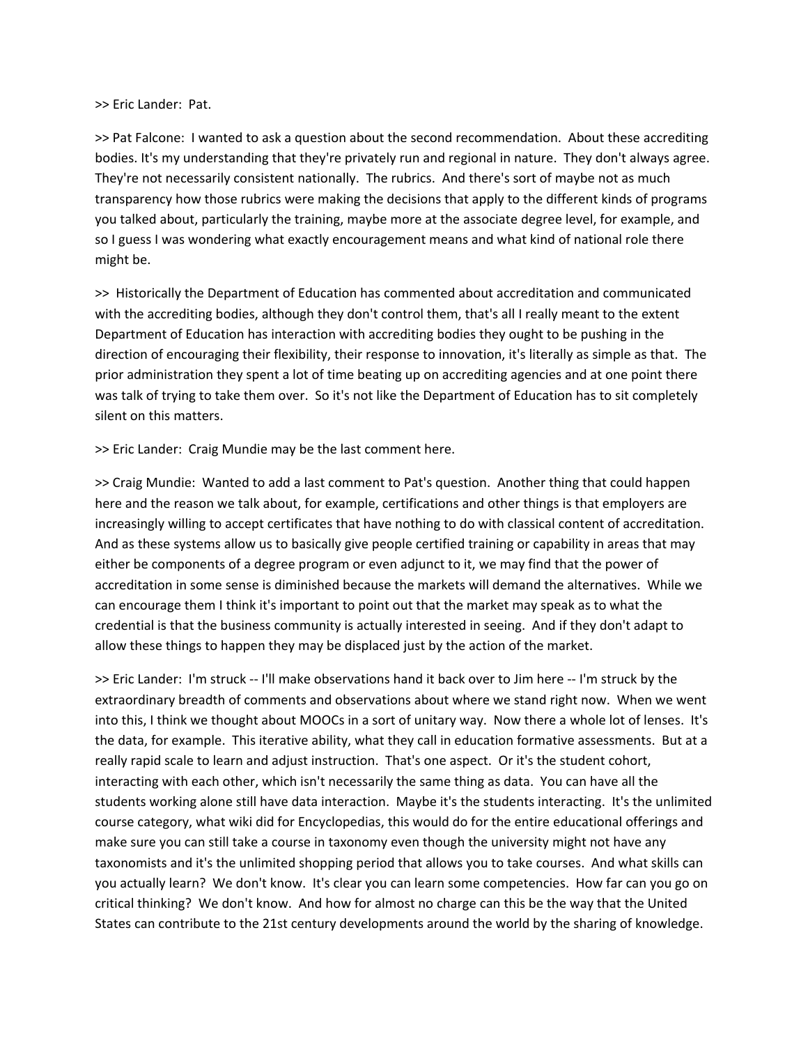>> Eric Lander:  Pat.

>> Pat Falcone:  I wanted to ask a question about the second recommendation.  About these accrediting bodies. It's my understanding that they're privately run and regional in nature.  They don't always agree.  They're not necessarily consistent nationally.  The rubrics.  And there's sort of maybe not as much transparency how those rubrics were making the decisions that apply to the different kinds of programs you talked about, particularly the training, maybe more at the associate degree level, for example, and so I guess I was wondering what exactly encouragement means and what kind of national role there might be.

>>  Historically the Department of Education has commented about accreditation and communicated with the accrediting bodies, although they don't control them, that's all I really meant to the extent Department of Education has interaction with accrediting bodies they ought to be pushing in the direction of encouraging their flexibility, their response to innovation, it's literally as simple as that.  The prior administration they spent a lot of time beating up on accrediting agencies and at one point there was talk of trying to take them over.  So it's not like the Department of Education has to sit completely silent on this matters.

>> Eric Lander:  Craig Mundie may be the last comment here.

>> Craig Mundie:  Wanted to add a last comment to Pat's question.  Another thing that could happen here and the reason we talk about, for example, certifications and other things is that employers are increasingly willing to accept certificates that have nothing to do with classical content of accreditation.  And as these systems allow us to basically give people certified training or capability in areas that may either be components of a degree program or even adjunct to it, we may find that the power of accreditation in some sense is diminished because the markets will demand the alternatives.  While we can encourage them I think it's important to point out that the market may speak as to what the credential is that the business community is actually interested in seeing.  And if they don't adapt to allow these things to happen they may be displaced just by the action of the market.

>> Eric Lander:  I'm struck -- I'll make observations hand it back over to Jim here -- I'm struck by the extraordinary breadth of comments and observations about where we stand right now.  When we went into this, I think we thought about MOOCs in a sort of unitary way.  Now there a whole lot of lenses.  It's the data, for example.  This iterative ability, what they call in education formative assessments.  But at a really rapid scale to learn and adjust instruction.  That's one aspect.  Or it's the student cohort, interacting with each other, which isn't necessarily the same thing as data.  You can have all the students working alone still have data interaction.  Maybe it's the students interacting.  It's the unlimited course category, what wiki did for Encyclopedias, this would do for the entire educational offerings and make sure you can still take a course in taxonomy even though the university might not have any taxonomists and it's the unlimited shopping period that allows you to take courses.  And what skills can you actually learn?  We don't know.  It's clear you can learn some competencies.  How far can you go on critical thinking?  We don't know.  And how for almost no charge can this be the way that the United States can contribute to the 21st century developments around the world by the sharing of knowledge.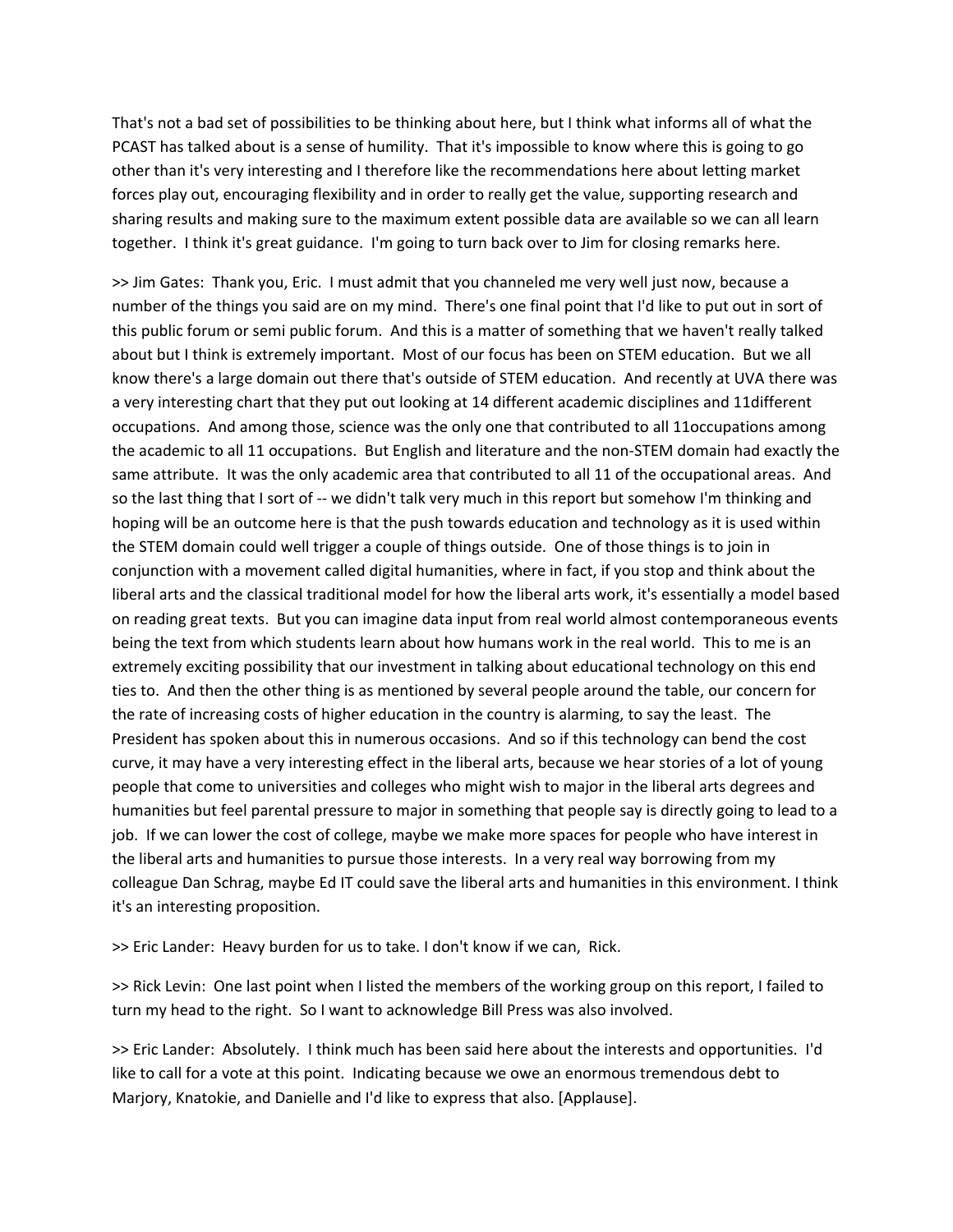That's not a bad set of possibilities to be thinking about here, but I think what informs all of what the PCAST has talked about is a sense of humility. That it's impossible to know where this is going to go other than it's very interesting and I therefore like the recommendations here about letting market forces play out, encouraging flexibility and in order to really get the value, supporting research and sharing results and making sure to the maximum extent possible data are available so we can all learn together. I think it's great guidance. I'm going to turn back over to Jim for closing remarks here.

>> Jim Gates: Thank you, Eric. I must admit that you channeled me very well just now, because a number of the things you said are on my mind. There's one final point that I'd like to put out in sort of this public forum or semi public forum. And this is a matter of something that we haven't really talked about but I think is extremely important. Most of our focus has been on STEM education. But we all know there's a large domain out there that's outside of STEM education. And recently at UVA there was a very interesting chart that they put out looking at 14 different academic disciplines and 11different occupations. And among those, science was the only one that contributed to all 11occupations among the academic to all 11 occupations. But English and literature and the non-STEM domain had exactly the same attribute. It was the only academic area that contributed to all 11 of the occupational areas. And so the last thing that I sort of -- we didn't talk very much in this report but somehow I'm thinking and hoping will be an outcome here is that the push towards education and technology as it is used within the STEM domain could well trigger a couple of things outside. One of those things is to join in conjunction with a movement called digital humanities, where in fact, if you stop and think about the liberal arts and the classical traditional model for how the liberal arts work, it's essentially a model based on reading great texts. But you can imagine data input from real world almost contemporaneous events being the text from which students learn about how humans work in the real world. This to me is an extremely exciting possibility that our investment in talking about educational technology on this end ties to. And then the other thing is as mentioned by several people around the table, our concern for the rate of increasing costs of higher education in the country is alarming, to say the least. The President has spoken about this in numerous occasions. And so if this technology can bend the cost curve, it may have a very interesting effect in the liberal arts, because we hear stories of a lot of young people that come to universities and colleges who might wish to major in the liberal arts degrees and humanities but feel parental pressure to major in something that people say is directly going to lead to a job. If we can lower the cost of college, maybe we make more spaces for people who have interest in the liberal arts and humanities to pursue those interests. In a very real way borrowing from my colleague Dan Schrag, maybe Ed IT could save the liberal arts and humanities in this environment. I think it's an interesting proposition.

>> Eric Lander: Heavy burden for us to take. I don't know if we can, Rick.

>> Rick Levin: One last point when I listed the members of the working group on this report, I failed to turn my head to the right. So I want to acknowledge Bill Press was also involved.

>> Eric Lander: Absolutely. I think much has been said here about the interests and opportunities. I'd like to call for a vote at this point. Indicating because we owe an enormous tremendous debt to Marjory, Knatokie, and Danielle and I'd like to express that also. [Applause].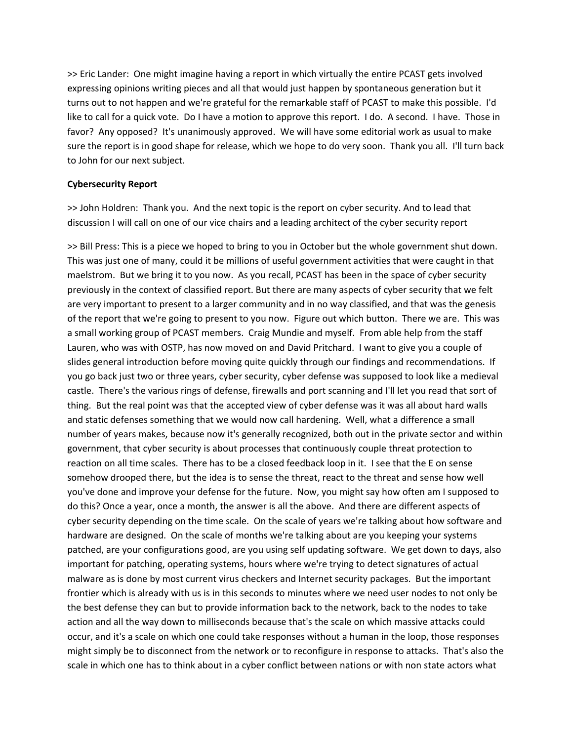>> Eric Lander: One might imagine having a report in which virtually the entire PCAST gets involved expressing opinions writing pieces and all that would just happen by spontaneous generation but it turns out to not happen and we're grateful for the remarkable staff of PCAST to make this possible. I'd like to call for a quick vote. Do I have a motion to approve this report. I do. A second. I have. Those in favor? Any opposed? It's unanimously approved. We will have some editorial work as usual to make sure the report is in good shape for release, which we hope to do very soon. Thank you all. I'll turn back to John for our next subject.

**Cybersecurity Report**

>> John Holdren: Thank you. And the next topic is the report on cyber security. And to lead that discussion I will call on one of our vice chairs and a leading architect of the cyber security report

>> Bill Press: This is a piece we hoped to bring to you in October but the whole government shut down. This was just one of many, could it be millions of useful government activities that were caught in that maelstrom. But we bring it to you now. As you recall, PCAST has been in the space of cyber security previously in the context of classified report. But there are many aspects of cyber security that we felt are very important to present to a larger community and in no way classified, and that was the genesis of the report that we're going to present to you now. Figure out which button. There we are. This was a small working group of PCAST members. Craig Mundie and myself. From able help from the staff Lauren, who was with OSTP, has now moved on and David Pritchard. I want to give you a couple of slides general introduction before moving quite quickly through our findings and recommendations. If you go back just two or three years, cyber security, cyber defense was supposed to look like a medieval castle. There's the various rings of defense, firewalls and port scanning and I'll let you read that sort of thing. But the real point was that the accepted view of cyber defense was it was all about hard walls and static defenses something that we would now call hardening. Well, what a difference a small number of years makes, because now it's generally recognized, both out in the private sector and within government, that cyber security is about processes that continuously couple threat protection to reaction on all time scales. There has to be a closed feedback loop in it. I see that the E on sense somehow drooped there, but the idea is to sense the threat, react to the threat and sense how well you've done and improve your defense for the future. Now, you might say how often am I supposed to do this? Once a year, once a month, the answer is all the above. And there are different aspects of cyber security depending on the time scale. On the scale of years we're talking about how software and hardware are designed. On the scale of months we're talking about are you keeping your systems patched, are your configurations good, are you using self updating software. We get down to days, also important for patching, operating systems, hours where we're trying to detect signatures of actual malware as is done by most current virus checkers and Internet security packages. But the important frontier which is already with us is in this seconds to minutes where we need user nodes to not only be the best defense they can but to provide information back to the network, back to the nodes to take action and all the way down to milliseconds because that's the scale on which massive attacks could occur, and it's a scale on which one could take responses without a human in the loop, those responses might simply be to disconnect from the network or to reconfigure in response to attacks. That's also the scale in which one has to think about in a cyber conflict between nations or with non state actors what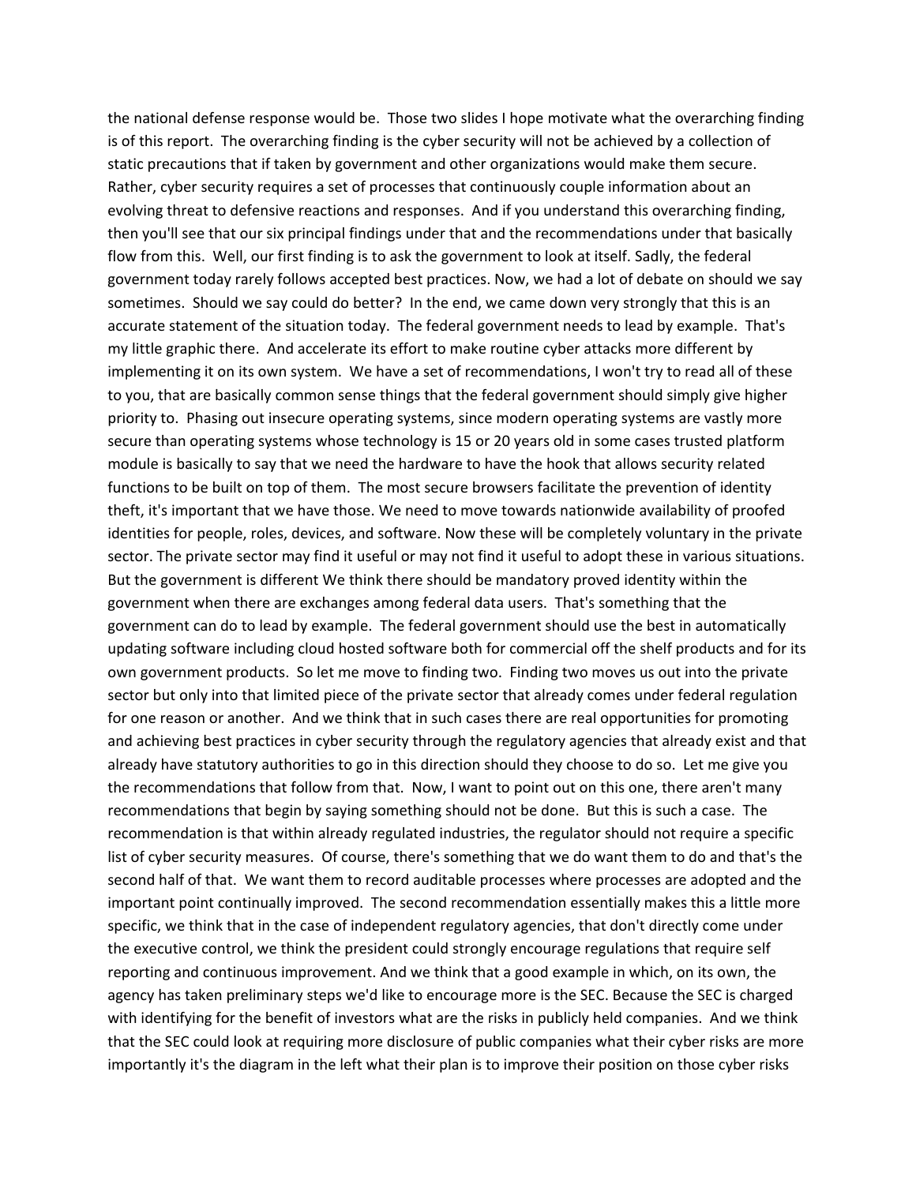the national defense response would be. Those two slides I hope motivate what the overarching finding is of this report. The overarching finding is the cyber security will not be achieved by a collection of static precautions that if taken by government and other organizations would make them secure. Rather, cyber security requires a set of processes that continuously couple information about an evolving threat to defensive reactions and responses. And if you understand this overarching finding, then you'll see that our six principal findings under that and the recommendations under that basically flow from this. Well, our first finding is to ask the government to look at itself. Sadly, the federal government today rarely follows accepted best practices. Now, we had a lot of debate on should we say sometimes. Should we say could do better? In the end, we came down very strongly that this is an accurate statement of the situation today. The federal government needs to lead by example. That's my little graphic there. And accelerate its effort to make routine cyber attacks more different by implementing it on its own system. We have a set of recommendations, I won't try to read all of these to you, that are basically common sense things that the federal government should simply give higher priority to. Phasing out insecure operating systems, since modern operating systems are vastly more secure than operating systems whose technology is 15 or 20 years old in some cases trusted platform module is basically to say that we need the hardware to have the hook that allows security related functions to be built on top of them. The most secure browsers facilitate the prevention of identity theft, it's important that we have those. We need to move towards nationwide availability of proofed identities for people, roles, devices, and software. Now these will be completely voluntary in the private sector. The private sector may find it useful or may not find it useful to adopt these in various situations. But the government is different We think there should be mandatory proved identity within the government when there are exchanges among federal data users. That's something that the government can do to lead by example. The federal government should use the best in automatically updating software including cloud hosted software both for commercial off the shelf products and for its own government products. So let me move to finding two. Finding two moves us out into the private sector but only into that limited piece of the private sector that already comes under federal regulation for one reason or another. And we think that in such cases there are real opportunities for promoting and achieving best practices in cyber security through the regulatory agencies that already exist and that already have statutory authorities to go in this direction should they choose to do so. Let me give you the recommendations that follow from that. Now, I want to point out on this one, there aren't many recommendations that begin by saying something should not be done. But this is such a case. The recommendation is that within already regulated industries, the regulator should not require a specific list of cyber security measures. Of course, there's something that we do want them to do and that's the second half of that. We want them to record auditable processes where processes are adopted and the important point continually improved. The second recommendation essentially makes this a little more specific, we think that in the case of independent regulatory agencies, that don't directly come under the executive control, we think the president could strongly encourage regulations that require self reporting and continuous improvement. And we think that a good example in which, on its own, the agency has taken preliminary steps we'd like to encourage more is the SEC. Because the SEC is charged with identifying for the benefit of investors what are the risks in publicly held companies. And we think that the SEC could look at requiring more disclosure of public companies what their cyber risks are more importantly it's the diagram in the left what their plan is to improve their position on those cyber risks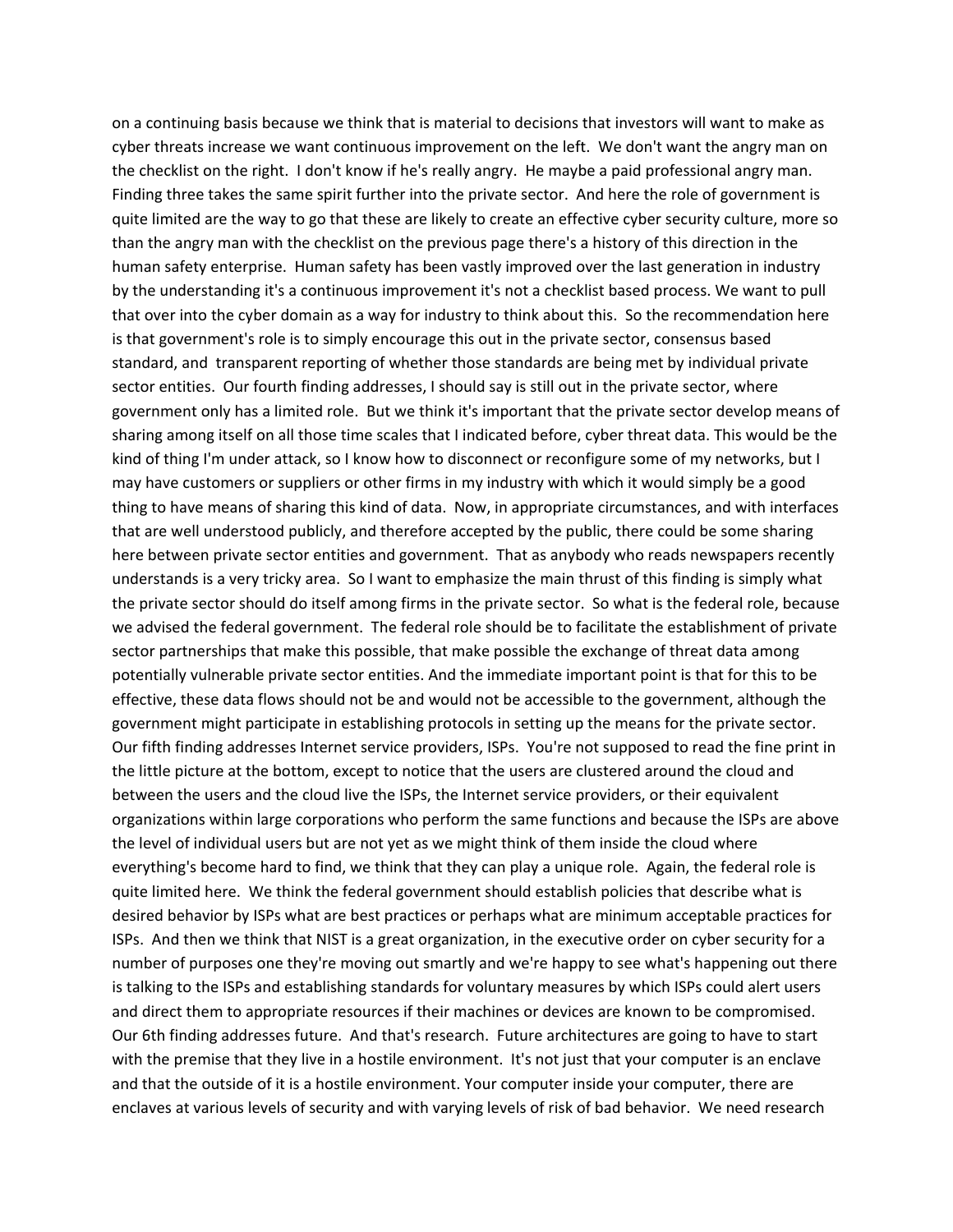on a continuing basis because we think that is material to decisions that investors will want to make as cyber threats increase we want continuous improvement on the left. We don't want the angry man on the checklist on the right. I don't know if he's really angry. He maybe a paid professional angry man. Finding three takes the same spirit further into the private sector. And here the role of government is quite limited are the way to go that these are likely to create an effective cyber security culture, more so than the angry man with the checklist on the previous page there's a history of this direction in the human safety enterprise. Human safety has been vastly improved over the last generation in industry by the understanding it's a continuous improvement it's not a checklist based process. We want to pull that over into the cyber domain as a way for industry to think about this. So the recommendation here is that government's role is to simply encourage this out in the private sector, consensus based standard, and transparent reporting of whether those standards are being met by individual private sector entities. Our fourth finding addresses, I should say is still out in the private sector, where government only has a limited role. But we think it's important that the private sector develop means of sharing among itself on all those time scales that I indicated before, cyber threat data. This would be the kind of thing I'm under attack, so I know how to disconnect or reconfigure some of my networks, but I may have customers or suppliers or other firms in my industry with which it would simply be a good thing to have means of sharing this kind of data. Now, in appropriate circumstances, and with interfaces that are well understood publicly, and therefore accepted by the public, there could be some sharing here between private sector entities and government. That as anybody who reads newspapers recently understands is a very tricky area. So I want to emphasize the main thrust of this finding is simply what the private sector should do itself among firms in the private sector. So what is the federal role, because we advised the federal government. The federal role should be to facilitate the establishment of private sector partnerships that make this possible, that make possible the exchange of threat data among potentially vulnerable private sector entities. And the immediate important point is that for this to be effective, these data flows should not be and would not be accessible to the government, although the government might participate in establishing protocols in setting up the means for the private sector. Our fifth finding addresses Internet service providers, ISPs. You're not supposed to read the fine print in the little picture at the bottom, except to notice that the users are clustered around the cloud and between the users and the cloud live the ISPs, the Internet service providers, or their equivalent organizations within large corporations who perform the same functions and because the ISPs are above the level of individual users but are not yet as we might think of them inside the cloud where everything's become hard to find, we think that they can play a unique role. Again, the federal role is quite limited here. We think the federal government should establish policies that describe what is desired behavior by ISPs what are best practices or perhaps what are minimum acceptable practices for ISPs. And then we think that NIST is a great organization, in the executive order on cyber security for a number of purposes one they're moving out smartly and we're happy to see what's happening out there is talking to the ISPs and establishing standards for voluntary measures by which ISPs could alert users and direct them to appropriate resources if their machines or devices are known to be compromised. Our 6th finding addresses future. And that's research. Future architectures are going to have to start with the premise that they live in a hostile environment. It's not just that your computer is an enclave and that the outside of it is a hostile environment. Your computer inside your computer, there are enclaves at various levels of security and with varying levels of risk of bad behavior. We need research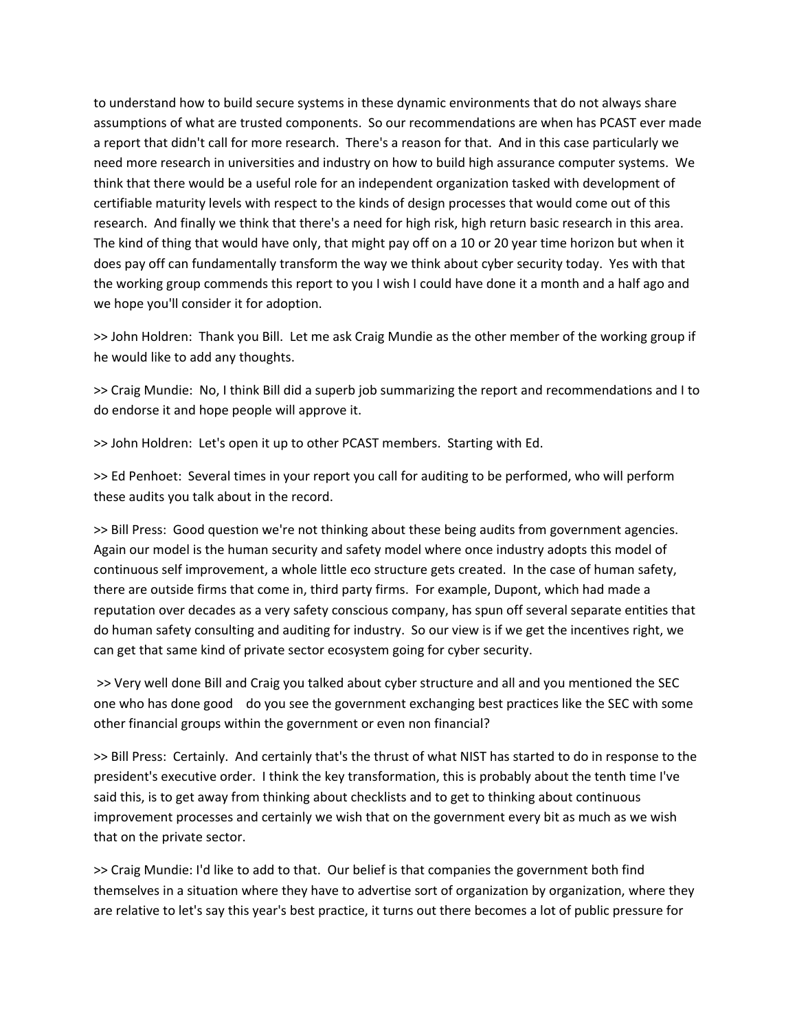to understand how to build secure systems in these dynamic environments that do not always share assumptions of what are trusted components. So our recommendations are when has PCAST ever made a report that didn't call for more research. There's a reason for that. And in this case particularly we need more research in universities and industry on how to build high assurance computer systems. We think that there would be a useful role for an independent organization tasked with development of certifiable maturity levels with respect to the kinds of design processes that would come out of this research. And finally we think that there's a need for high risk, high return basic research in this area. The kind of thing that would have only, that might pay off on a 10 or 20 year time horizon but when it does pay off can fundamentally transform the way we think about cyber security today. Yes with that the working group commends this report to you I wish I could have done it a month and a half ago and we hope you'll consider it for adoption.

>> John Holdren: Thank you Bill. Let me ask Craig Mundie as the other member of the working group if he would like to add any thoughts.

>> Craig Mundie: No, I think Bill did a superb job summarizing the report and recommendations and I to do endorse it and hope people will approve it.

>> John Holdren: Let's open it up to other PCAST members. Starting with Ed.

>> Ed Penhoet: Several times in your report you call for auditing to be performed, who will perform these audits you talk about in the record.

>> Bill Press: Good question we're not thinking about these being audits from government agencies. Again our model is the human security and safety model where once industry adopts this model of continuous self improvement, a whole little eco structure gets created. In the case of human safety, there are outside firms that come in, third party firms. For example, Dupont, which had made a reputation over decades as a very safety conscious company, has spun off several separate entities that do human safety consulting and auditing for industry. So our view is if we get the incentives right, we can get that same kind of private sector ecosystem going for cyber security.

>> Very well done Bill and Craig you talked about cyber structure and all and you mentioned the SEC one who has done good do you see the government exchanging best practices like the SEC with some other financial groups within the government or even non financial?

>> Bill Press: Certainly. And certainly that's the thrust of what NIST has started to do in response to the president's executive order. I think the key transformation, this is probably about the tenth time I've said this, is to get away from thinking about checklists and to get to thinking about continuous improvement processes and certainly we wish that on the government every bit as much as we wish that on the private sector.

>> Craig Mundie: I'd like to add to that. Our belief is that companies the government both find themselves in a situation where they have to advertise sort of organization by organization, where they are relative to let's say this year's best practice, it turns out there becomes a lot of public pressure for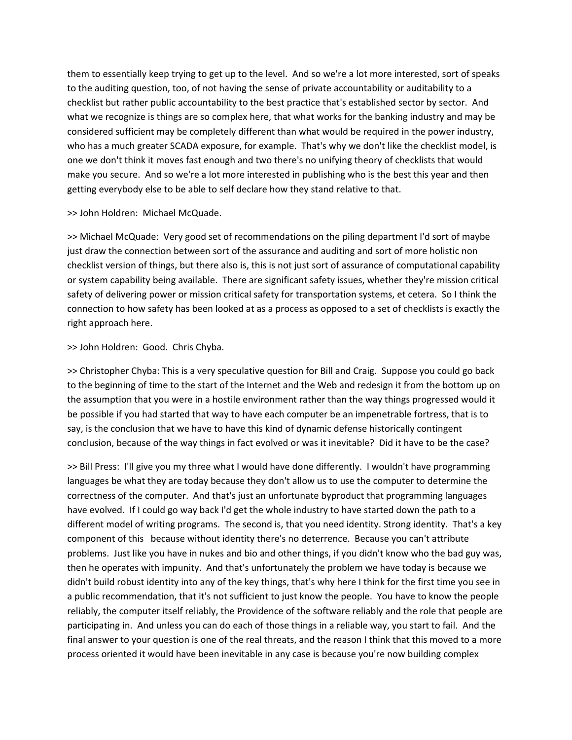them to essentially keep trying to get up to the level. And so we're a lot more interested, sort of speaks to the auditing question, too, of not having the sense of private accountability or auditability to a checklist but rather public accountability to the best practice that's established sector by sector. And what we recognize is things are so complex here, that what works for the banking industry and may be considered sufficient may be completely different than what would be required in the power industry, who has a much greater SCADA exposure, for example. That's why we don't like the checklist model, is one we don't think it moves fast enough and two there's no unifying theory of checklists that would make you secure. And so we're a lot more interested in publishing who is the best this year and then getting everybody else to be able to self declare how they stand relative to that.

>> John Holdren: Michael McQuade.

>> Michael McQuade: Very good set of recommendations on the piling department I'd sort of maybe just draw the connection between sort of the assurance and auditing and sort of more holistic non checklist version of things, but there also is, this is not just sort of assurance of computational capability or system capability being available. There are significant safety issues, whether they're mission critical safety of delivering power or mission critical safety for transportation systems, et cetera. So I think the connection to how safety has been looked at as a process as opposed to a set of checklists is exactly the right approach here.

>> John Holdren: Good. Chris Chyba.

>> Christopher Chyba: This is a very speculative question for Bill and Craig. Suppose you could go back to the beginning of time to the start of the Internet and the Web and redesign it from the bottom up on the assumption that you were in a hostile environment rather than the way things progressed would it be possible if you had started that way to have each computer be an impenetrable fortress, that is to say, is the conclusion that we have to have this kind of dynamic defense historically contingent conclusion, because of the way things in fact evolved or was it inevitable? Did it have to be the case?

>> Bill Press: I'll give you my three what I would have done differently. I wouldn't have programming languages be what they are today because they don't allow us to use the computer to determine the correctness of the computer. And that's just an unfortunate byproduct that programming languages have evolved. If I could go way back I'd get the whole industry to have started down the path to a different model of writing programs. The second is, that you need identity. Strong identity. That's a key component of this because without identity there's no deterrence. Because you can't attribute problems. Just like you have in nukes and bio and other things, if you didn't know who the bad guy was, then he operates with impunity. And that's unfortunately the problem we have today is because we didn't build robust identity into any of the key things, that's why here I think for the first time you see in a public recommendation, that it's not sufficient to just know the people. You have to know the people reliably, the computer itself reliably, the Providence of the software reliably and the role that people are participating in. And unless you can do each of those things in a reliable way, you start to fail. And the final answer to your question is one of the real threats, and the reason I think that this moved to a more process oriented it would have been inevitable in any case is because you're now building complex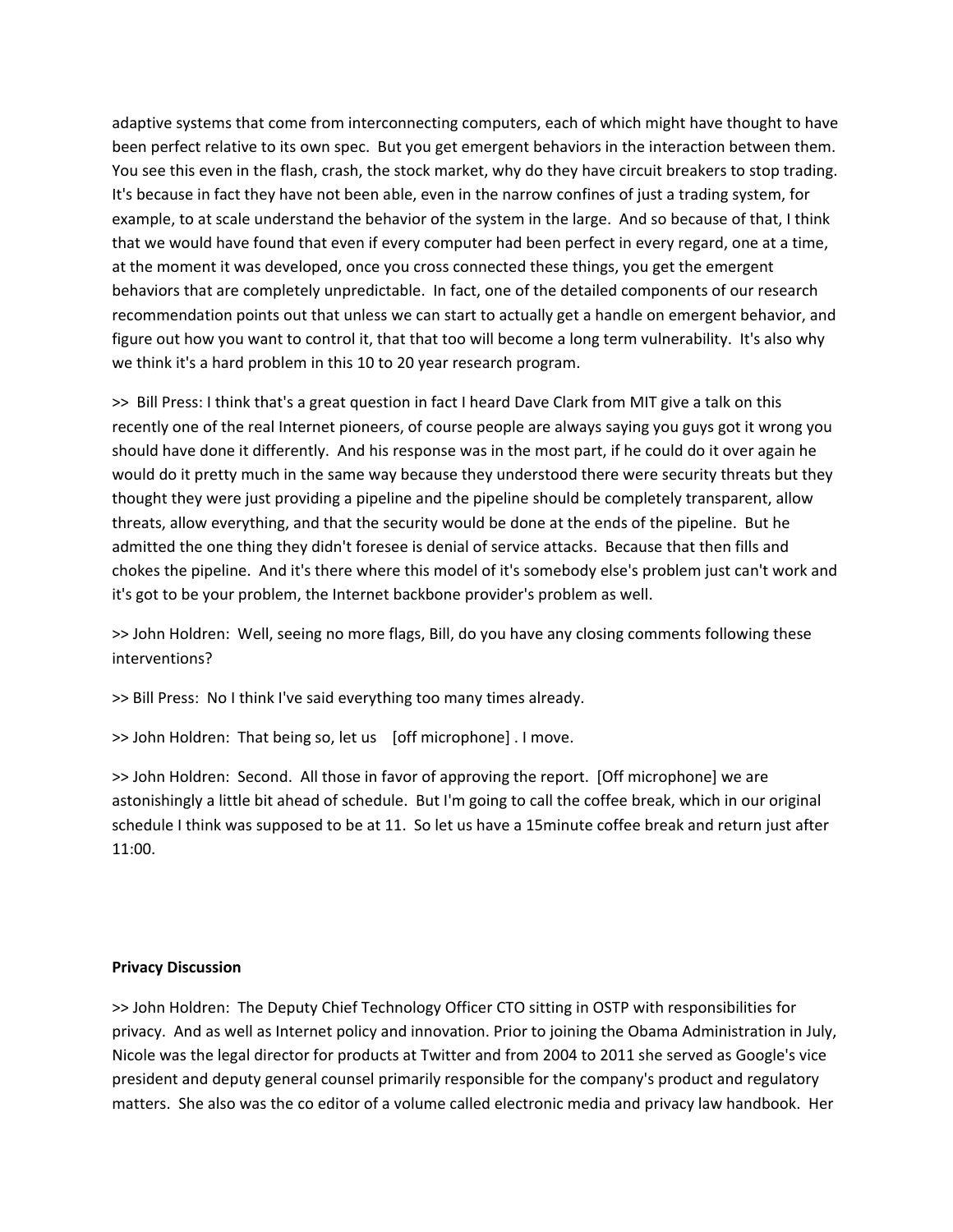adaptive systems that come from interconnecting computers, each of which might have thought to have been perfect relative to its own spec. But you get emergent behaviors in the interaction between them. You see this even in the flash, crash, the stock market, why do they have circuit breakers to stop trading. It's because in fact they have not been able, even in the narrow confines of just a trading system, for example, to at scale understand the behavior of the system in the large. And so because of that, I think that we would have found that even if every computer had been perfect in every regard, one at a time, at the moment it was developed, once you cross connected these things, you get the emergent behaviors that are completely unpredictable. In fact, one of the detailed components of our research recommendation points out that unless we can start to actually get a handle on emergent behavior, and figure out how you want to control it, that that too will become a long term vulnerability. It's also why we think it's a hard problem in this 10 to 20 year research program.

>> Bill Press: I think that's a great question in fact I heard Dave Clark from MIT give a talk on this recently one of the real Internet pioneers, of course people are always saying you guys got it wrong you should have done it differently. And his response was in the most part, if he could do it over again he would do it pretty much in the same way because they understood there were security threats but they thought they were just providing a pipeline and the pipeline should be completely transparent, allow threats, allow everything, and that the security would be done at the ends of the pipeline. But he admitted the one thing they didn't foresee is denial of service attacks. Because that then fills and chokes the pipeline. And it's there where this model of it's somebody else's problem just can't work and it's got to be your problem, the Internet backbone provider's problem as well.

>> John Holdren: Well, seeing no more flags, Bill, do you have any closing comments following these interventions?

>> Bill Press: No I think I've said everything too many times already.

>> John Holdren: That being so, let us [off microphone] . I move.

>> John Holdren: Second. All those in favor of approving the report. [Off microphone] we are astonishingly a little bit ahead of schedule. But I'm going to call the coffee break, which in our original schedule I think was supposed to be at 11. So let us have a 15minute coffee break and return just after 11:00.

**Privacy Discussion**

>> John Holdren: The Deputy Chief Technology Officer CTO sitting in OSTP with responsibilities for privacy. And as well as Internet policy and innovation. Prior to joining the Obama Administration in July, Nicole was the legal director for products at Twitter and from 2004 to 2011 she served as Google's vice president and deputy general counsel primarily responsible for the company's product and regulatory matters. She also was the co editor of a volume called electronic media and privacy law handbook. Her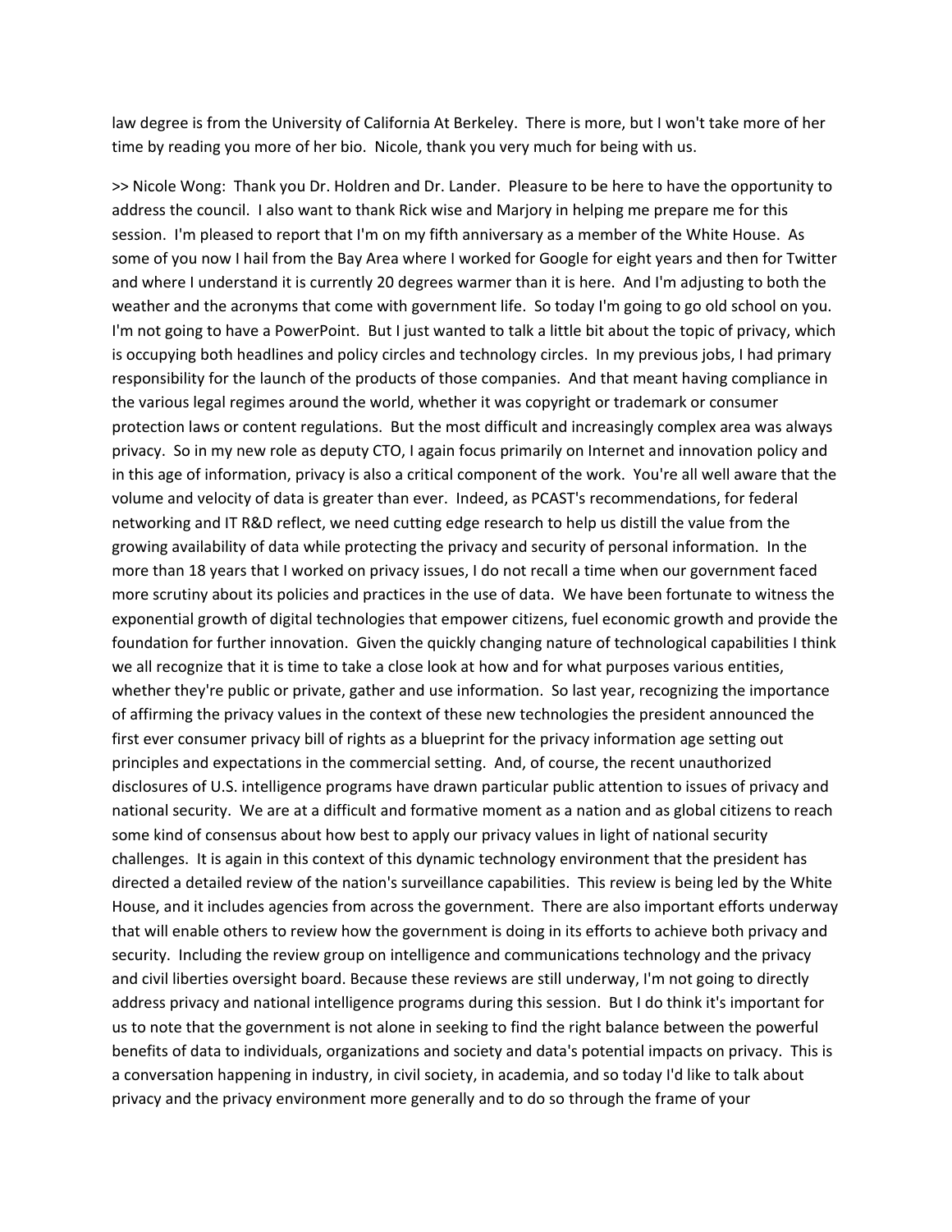law degree is from the University of California At Berkeley. There is more, but I won't take more of her time by reading you more of her bio. Nicole, thank you very much for being with us.

>> Nicole Wong: Thank you Dr. Holdren and Dr. Lander. Pleasure to be here to have the opportunity to address the council. I also want to thank Rick wise and Marjory in helping me prepare me for this session. I'm pleased to report that I'm on my fifth anniversary as a member of the White House. As some of you now I hail from the Bay Area where I worked for Google for eight years and then for Twitter and where I understand it is currently 20 degrees warmer than it is here. And I'm adjusting to both the weather and the acronyms that come with government life. So today I'm going to go old school on you. I'm not going to have a PowerPoint. But I just wanted to talk a little bit about the topic of privacy, which is occupying both headlines and policy circles and technology circles. In my previous jobs, I had primary responsibility for the launch of the products of those companies. And that meant having compliance in the various legal regimes around the world, whether it was copyright or trademark or consumer protection laws or content regulations. But the most difficult and increasingly complex area was always privacy. So in my new role as deputy CTO, I again focus primarily on Internet and innovation policy and in this age of information, privacy is also a critical component of the work. You're all well aware that the volume and velocity of data is greater than ever. Indeed, as PCAST's recommendations, for federal networking and IT R&D reflect, we need cutting edge research to help us distill the value from the growing availability of data while protecting the privacy and security of personal information. In the more than 18 years that I worked on privacy issues, I do not recall a time when our government faced more scrutiny about its policies and practices in the use of data. We have been fortunate to witness the exponential growth of digital technologies that empower citizens, fuel economic growth and provide the foundation for further innovation. Given the quickly changing nature of technological capabilities I think we all recognize that it is time to take a close look at how and for what purposes various entities, whether they're public or private, gather and use information. So last year, recognizing the importance of affirming the privacy values in the context of these new technologies the president announced the first ever consumer privacy bill of rights as a blueprint for the privacy information age setting out principles and expectations in the commercial setting. And, of course, the recent unauthorized disclosures of U.S. intelligence programs have drawn particular public attention to issues of privacy and national security. We are at a difficult and formative moment as a nation and as global citizens to reach some kind of consensus about how best to apply our privacy values in light of national security challenges. It is again in this context of this dynamic technology environment that the president has directed a detailed review of the nation's surveillance capabilities. This review is being led by the White House, and it includes agencies from across the government. There are also important efforts underway that will enable others to review how the government is doing in its efforts to achieve both privacy and security. Including the review group on intelligence and communications technology and the privacy and civil liberties oversight board. Because these reviews are still underway, I'm not going to directly address privacy and national intelligence programs during this session. But I do think it's important for us to note that the government is not alone in seeking to find the right balance between the powerful benefits of data to individuals, organizations and society and data's potential impacts on privacy. This is a conversation happening in industry, in civil society, in academia, and so today I'd like to talk about privacy and the privacy environment more generally and to do so through the frame of your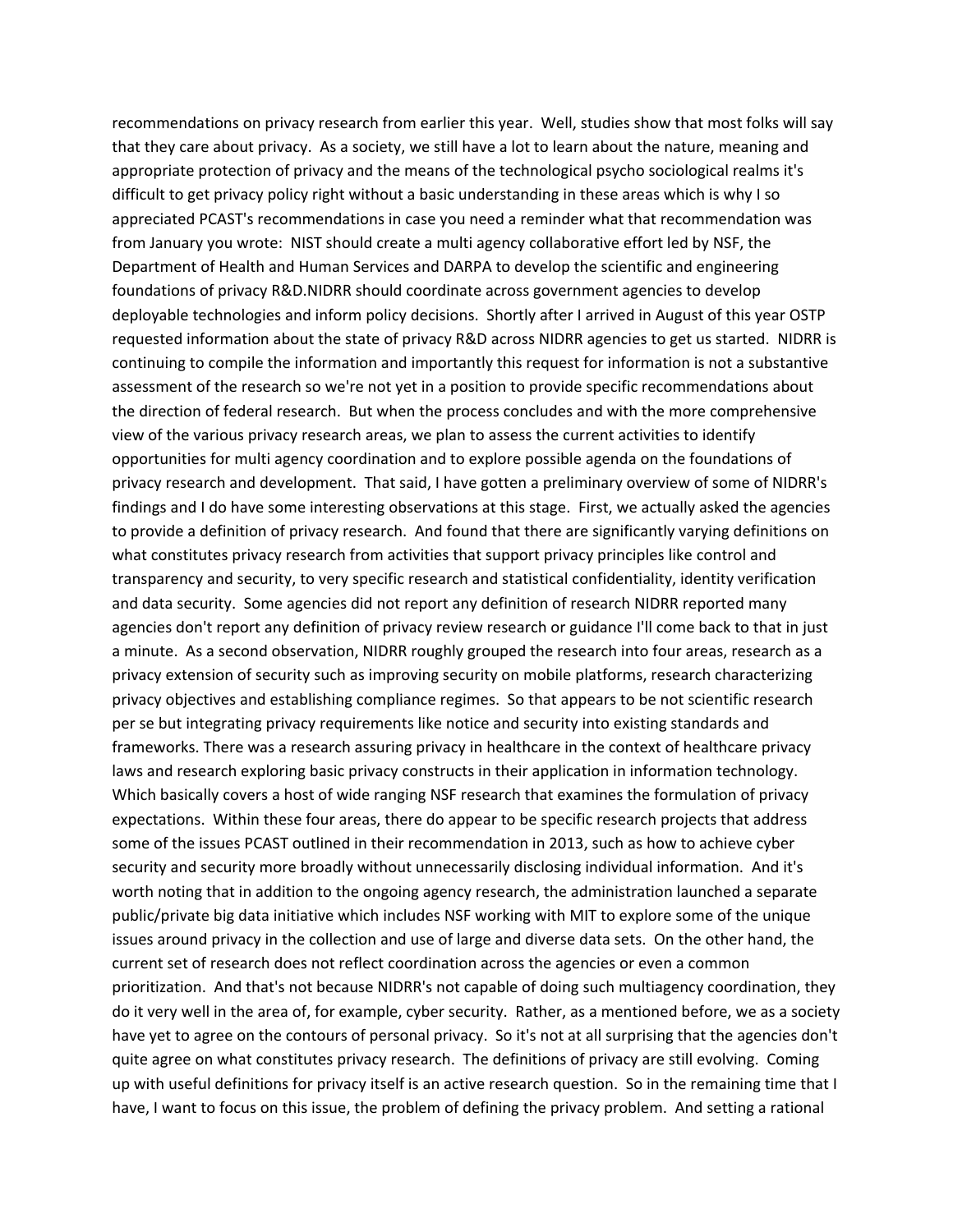recommendations on privacy research from earlier this year. Well, studies show that most folks will say that they care about privacy. As a society, we still have a lot to learn about the nature, meaning and appropriate protection of privacy and the means of the technological psycho sociological realms it's difficult to get privacy policy right without a basic understanding in these areas which is why I so appreciated PCAST's recommendations in case you need a reminder what that recommendation was from January you wrote: NIST should create a multi agency collaborative effort led by NSF, the Department of Health and Human Services and DARPA to develop the scientific and engineering foundations of privacy R&D.NIDRR should coordinate across government agencies to develop deployable technologies and inform policy decisions. Shortly after I arrived in August of this year OSTP requested information about the state of privacy R&D across NIDRR agencies to get us started. NIDRR is continuing to compile the information and importantly this request for information is not a substantive assessment of the research so we're not yet in a position to provide specific recommendations about the direction of federal research. But when the process concludes and with the more comprehensive view of the various privacy research areas, we plan to assess the current activities to identify opportunities for multi agency coordination and to explore possible agenda on the foundations of privacy research and development. That said, I have gotten a preliminary overview of some of NIDRR's findings and I do have some interesting observations at this stage. First, we actually asked the agencies to provide a definition of privacy research. And found that there are significantly varying definitions on what constitutes privacy research from activities that support privacy principles like control and transparency and security, to very specific research and statistical confidentiality, identity verification and data security. Some agencies did not report any definition of research NIDRR reported many agencies don't report any definition of privacy review research or guidance I'll come back to that in just a minute. As a second observation, NIDRR roughly grouped the research into four areas, research as a privacy extension of security such as improving security on mobile platforms, research characterizing privacy objectives and establishing compliance regimes. So that appears to be not scientific research per se but integrating privacy requirements like notice and security into existing standards and frameworks. There was a research assuring privacy in healthcare in the context of healthcare privacy laws and research exploring basic privacy constructs in their application in information technology. Which basically covers a host of wide ranging NSF research that examines the formulation of privacy expectations. Within these four areas, there do appear to be specific research projects that address some of the issues PCAST outlined in their recommendation in 2013, such as how to achieve cyber security and security more broadly without unnecessarily disclosing individual information. And it's worth noting that in addition to the ongoing agency research, the administration launched a separate public/private big data initiative which includes NSF working with MIT to explore some of the unique issues around privacy in the collection and use of large and diverse data sets. On the other hand, the current set of research does not reflect coordination across the agencies or even a common prioritization. And that's not because NIDRR's not capable of doing such multiagency coordination, they do it very well in the area of, for example, cyber security. Rather, as a mentioned before, we as a society have yet to agree on the contours of personal privacy. So it's not at all surprising that the agencies don't quite agree on what constitutes privacy research. The definitions of privacy are still evolving. Coming up with useful definitions for privacy itself is an active research question. So in the remaining time that I have, I want to focus on this issue, the problem of defining the privacy problem. And setting a rational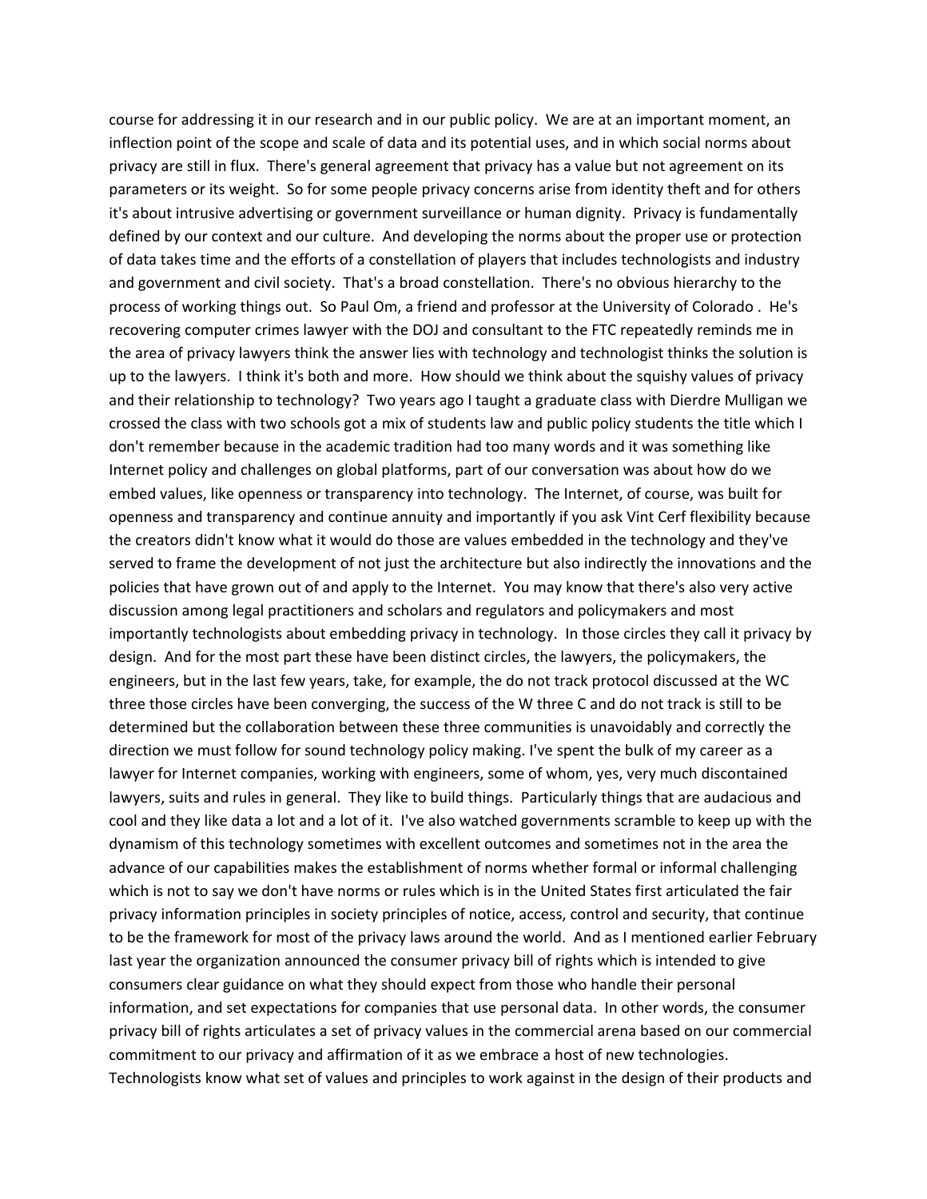course for addressing it in our research and in our public policy. We are at an important moment, an inflection point of the scope and scale of data and its potential uses, and in which social norms about privacy are still in flux. There's general agreement that privacy has a value but not agreement on its parameters or its weight. So for some people privacy concerns arise from identity theft and for others it's about intrusive advertising or government surveillance or human dignity. Privacy is fundamentally defined by our context and our culture. And developing the norms about the proper use or protection of data takes time and the efforts of a constellation of players that includes technologists and industry and government and civil society. That's a broad constellation. There's no obvious hierarchy to the process of working things out. So Paul Om, a friend and professor at the University of Colorado . He's recovering computer crimes lawyer with the DOJ and consultant to the FTC repeatedly reminds me in the area of privacy lawyers think the answer lies with technology and technologist thinks the solution is up to the lawyers. I think it's both and more. How should we think about the squishy values of privacy and their relationship to technology? Two years ago I taught a graduate class with Dierdre Mulligan we crossed the class with two schools got a mix of students law and public policy students the title which I don't remember because in the academic tradition had too many words and it was something like Internet policy and challenges on global platforms, part of our conversation was about how do we embed values, like openness or transparency into technology. The Internet, of course, was built for openness and transparency and continue annuity and importantly if you ask Vint Cerf flexibility because the creators didn't know what it would do those are values embedded in the technology and they've served to frame the development of not just the architecture but also indirectly the innovations and the policies that have grown out of and apply to the Internet. You may know that there's also very active discussion among legal practitioners and scholars and regulators and policymakers and most importantly technologists about embedding privacy in technology. In those circles they call it privacy by design. And for the most part these have been distinct circles, the lawyers, the policymakers, the engineers, but in the last few years, take, for example, the do not track protocol discussed at the WC three those circles have been converging, the success of the W three C and do not track is still to be determined but the collaboration between these three communities is unavoidably and correctly the direction we must follow for sound technology policy making. I've spent the bulk of my career as a lawyer for Internet companies, working with engineers, some of whom, yes, very much discontained lawyers, suits and rules in general. They like to build things. Particularly things that are audacious and cool and they like data a lot and a lot of it. I've also watched governments scramble to keep up with the dynamism of this technology sometimes with excellent outcomes and sometimes not in the area the advance of our capabilities makes the establishment of norms whether formal or informal challenging which is not to say we don't have norms or rules which is in the United States first articulated the fair privacy information principles in society principles of notice, access, control and security, that continue to be the framework for most of the privacy laws around the world. And as I mentioned earlier February last year the organization announced the consumer privacy bill of rights which is intended to give consumers clear guidance on what they should expect from those who handle their personal information, and set expectations for companies that use personal data. In other words, the consumer privacy bill of rights articulates a set of privacy values in the commercial arena based on our commercial commitment to our privacy and affirmation of it as we embrace a host of new technologies. Technologists know what set of values and principles to work against in the design of their products and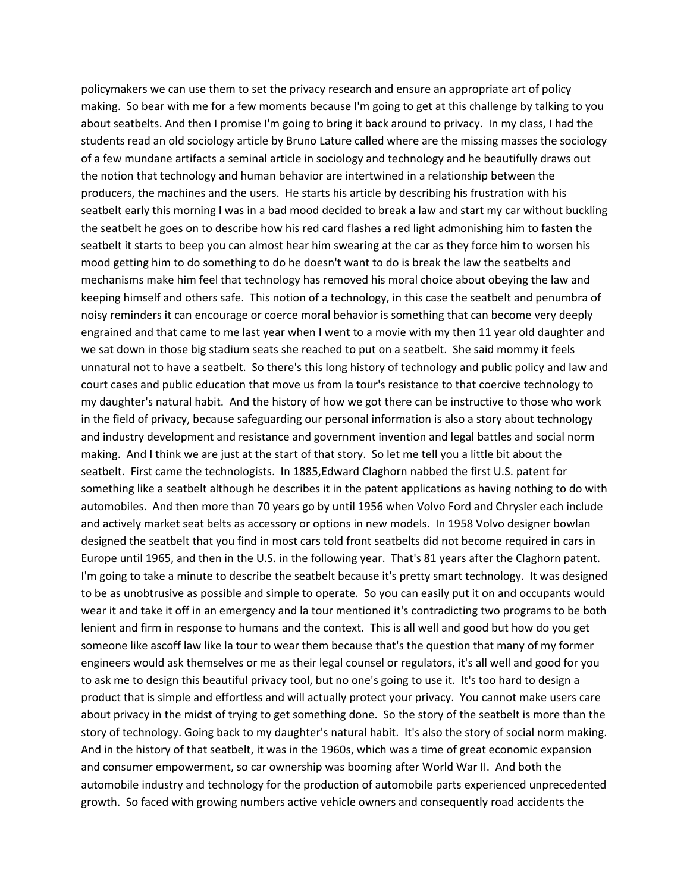policymakers we can use them to set the privacy research and ensure an appropriate art of policy making. So bear with me for a few moments because I'm going to get at this challenge by talking to you about seatbelts. And then I promise I'm going to bring it back around to privacy. In my class, I had the students read an old sociology article by Bruno Lature called where are the missing masses the sociology of a few mundane artifacts a seminal article in sociology and technology and he beautifully draws out the notion that technology and human behavior are intertwined in a relationship between the producers, the machines and the users. He starts his article by describing his frustration with his seatbelt early this morning I was in a bad mood decided to break a law and start my car without buckling the seatbelt he goes on to describe how his red card flashes a red light admonishing him to fasten the seatbelt it starts to beep you can almost hear him swearing at the car as they force him to worsen his mood getting him to do something to do he doesn't want to do is break the law the seatbelts and mechanisms make him feel that technology has removed his moral choice about obeying the law and keeping himself and others safe. This notion of a technology, in this case the seatbelt and penumbra of noisy reminders it can encourage or coerce moral behavior is something that can become very deeply engrained and that came to me last year when I went to a movie with my then 11 year old daughter and we sat down in those big stadium seats she reached to put on a seatbelt. She said mommy it feels unnatural not to have a seatbelt. So there's this long history of technology and public policy and law and court cases and public education that move us from la tour's resistance to that coercive technology to my daughter's natural habit. And the history of how we got there can be instructive to those who work in the field of privacy, because safeguarding our personal information is also a story about technology and industry development and resistance and government invention and legal battles and social norm making. And I think we are just at the start of that story. So let me tell you a little bit about the seatbelt. First came the technologists. In 1885,Edward Claghorn nabbed the first U.S. patent for something like a seatbelt although he describes it in the patent applications as having nothing to do with automobiles. And then more than 70 years go by until 1956 when Volvo Ford and Chrysler each include and actively market seat belts as accessory or options in new models. In 1958 Volvo designer bowlan designed the seatbelt that you find in most cars told front seatbelts did not become required in cars in Europe until 1965, and then in the U.S. in the following year. That's 81 years after the Claghorn patent. I'm going to take a minute to describe the seatbelt because it's pretty smart technology. It was designed to be as unobtrusive as possible and simple to operate. So you can easily put it on and occupants would wear it and take it off in an emergency and la tour mentioned it's contradicting two programs to be both lenient and firm in response to humans and the context. This is all well and good but how do you get someone like ascoff law like la tour to wear them because that's the question that many of my former engineers would ask themselves or me as their legal counsel or regulators, it's all well and good for you to ask me to design this beautiful privacy tool, but no one's going to use it. It's too hard to design a product that is simple and effortless and will actually protect your privacy. You cannot make users care about privacy in the midst of trying to get something done. So the story of the seatbelt is more than the story of technology. Going back to my daughter's natural habit. It's also the story of social norm making. And in the history of that seatbelt, it was in the 1960s, which was a time of great economic expansion and consumer empowerment, so car ownership was booming after World War II. And both the automobile industry and technology for the production of automobile parts experienced unprecedented growth. So faced with growing numbers active vehicle owners and consequently road accidents the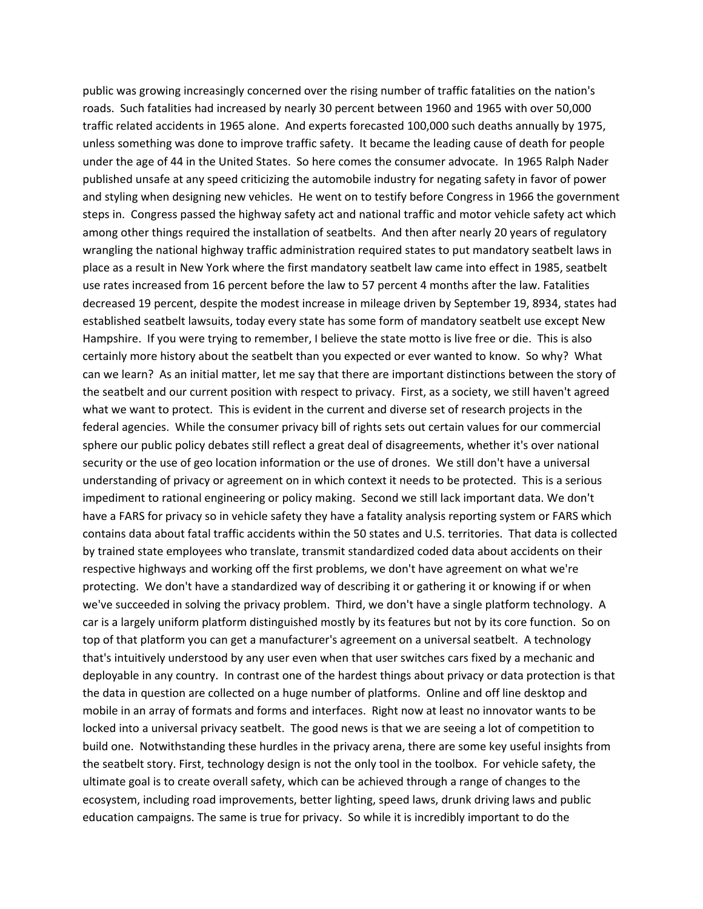public was growing increasingly concerned over the rising number of traffic fatalities on the nation's roads. Such fatalities had increased by nearly 30 percent between 1960 and 1965 with over 50,000 traffic related accidents in 1965 alone. And experts forecasted 100,000 such deaths annually by 1975, unless something was done to improve traffic safety. It became the leading cause of death for people under the age of 44 in the United States. So here comes the consumer advocate. In 1965 Ralph Nader published unsafe at any speed criticizing the automobile industry for negating safety in favor of power and styling when designing new vehicles. He went on to testify before Congress in 1966 the government steps in. Congress passed the highway safety act and national traffic and motor vehicle safety act which among other things required the installation of seatbelts. And then after nearly 20 years of regulatory wrangling the national highway traffic administration required states to put mandatory seatbelt laws in place as a result in New York where the first mandatory seatbelt law came into effect in 1985, seatbelt use rates increased from 16 percent before the law to 57 percent 4 months after the law. Fatalities decreased 19 percent, despite the modest increase in mileage driven by September 19, 8934, states had established seatbelt lawsuits, today every state has some form of mandatory seatbelt use except New Hampshire. If you were trying to remember, I believe the state motto is live free or die. This is also certainly more history about the seatbelt than you expected or ever wanted to know. So why? What can we learn? As an initial matter, let me say that there are important distinctions between the story of the seatbelt and our current position with respect to privacy. First, as a society, we still haven't agreed what we want to protect. This is evident in the current and diverse set of research projects in the federal agencies. While the consumer privacy bill of rights sets out certain values for our commercial sphere our public policy debates still reflect a great deal of disagreements, whether it's over national security or the use of geo location information or the use of drones. We still don't have a universal understanding of privacy or agreement on in which context it needs to be protected. This is a serious impediment to rational engineering or policy making. Second we still lack important data. We don't have a FARS for privacy so in vehicle safety they have a fatality analysis reporting system or FARS which contains data about fatal traffic accidents within the 50 states and U.S. territories. That data is collected by trained state employees who translate, transmit standardized coded data about accidents on their respective highways and working off the first problems, we don't have agreement on what we're protecting. We don't have a standardized way of describing it or gathering it or knowing if or when we've succeeded in solving the privacy problem. Third, we don't have a single platform technology. A car is a largely uniform platform distinguished mostly by its features but not by its core function. So on top of that platform you can get a manufacturer's agreement on a universal seatbelt. A technology that's intuitively understood by any user even when that user switches cars fixed by a mechanic and deployable in any country. In contrast one of the hardest things about privacy or data protection is that the data in question are collected on a huge number of platforms. Online and off line desktop and mobile in an array of formats and forms and interfaces. Right now at least no innovator wants to be locked into a universal privacy seatbelt. The good news is that we are seeing a lot of competition to build one. Notwithstanding these hurdles in the privacy arena, there are some key useful insights from the seatbelt story. First, technology design is not the only tool in the toolbox. For vehicle safety, the ultimate goal is to create overall safety, which can be achieved through a range of changes to the ecosystem, including road improvements, better lighting, speed laws, drunk driving laws and public education campaigns. The same is true for privacy. So while it is incredibly important to do the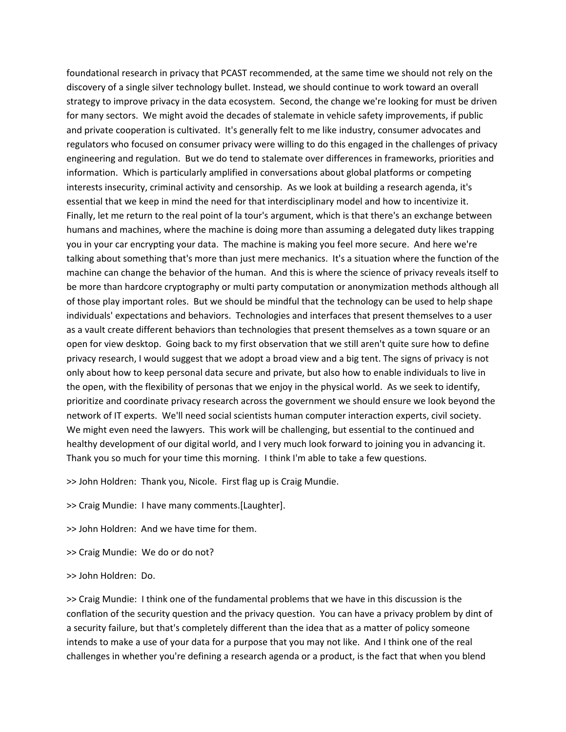foundational research in privacy that PCAST recommended, at the same time we should not rely on the discovery of a single silver technology bullet. Instead, we should continue to work toward an overall strategy to improve privacy in the data ecosystem. Second, the change we're looking for must be driven for many sectors. We might avoid the decades of stalemate in vehicle safety improvements, if public and private cooperation is cultivated. It's generally felt to me like industry, consumer advocates and regulators who focused on consumer privacy were willing to do this engaged in the challenges of privacy engineering and regulation. But we do tend to stalemate over differences in frameworks, priorities and information. Which is particularly amplified in conversations about global platforms or competing interests insecurity, criminal activity and censorship. As we look at building a research agenda, it's essential that we keep in mind the need for that interdisciplinary model and how to incentivize it. Finally, let me return to the real point of la tour's argument, which is that there's an exchange between humans and machines, where the machine is doing more than assuming a delegated duty likes trapping you in your car encrypting your data. The machine is making you feel more secure. And here we're talking about something that's more than just mere mechanics. It's a situation where the function of the machine can change the behavior of the human. And this is where the science of privacy reveals itself to be more than hardcore cryptography or multi party computation or anonymization methods although all of those play important roles. But we should be mindful that the technology can be used to help shape individuals' expectations and behaviors. Technologies and interfaces that present themselves to a user as a vault create different behaviors than technologies that present themselves as a town square or an open for view desktop. Going back to my first observation that we still aren't quite sure how to define privacy research, I would suggest that we adopt a broad view and a big tent. The signs of privacy is not only about how to keep personal data secure and private, but also how to enable individuals to live in the open, with the flexibility of personas that we enjoy in the physical world. As we seek to identify, prioritize and coordinate privacy research across the government we should ensure we look beyond the network of IT experts. We'll need social scientists human computer interaction experts, civil society. We might even need the lawyers. This work will be challenging, but essential to the continued and healthy development of our digital world, and I very much look forward to joining you in advancing it. Thank you so much for your time this morning. I think I'm able to take a few questions.

>> John Holdren: Thank you, Nicole. First flag up is Craig Mundie.

>> Craig Mundie: I have many comments.[Laughter].

>> John Holdren: And we have time for them.

>> Craig Mundie: We do or do not?

>> John Holdren: Do.

>> Craig Mundie: I think one of the fundamental problems that we have in this discussion is the conflation of the security question and the privacy question. You can have a privacy problem by dint of a security failure, but that's completely different than the idea that as a matter of policy someone intends to make a use of your data for a purpose that you may not like. And I think one of the real challenges in whether you're defining a research agenda or a product, is the fact that when you blend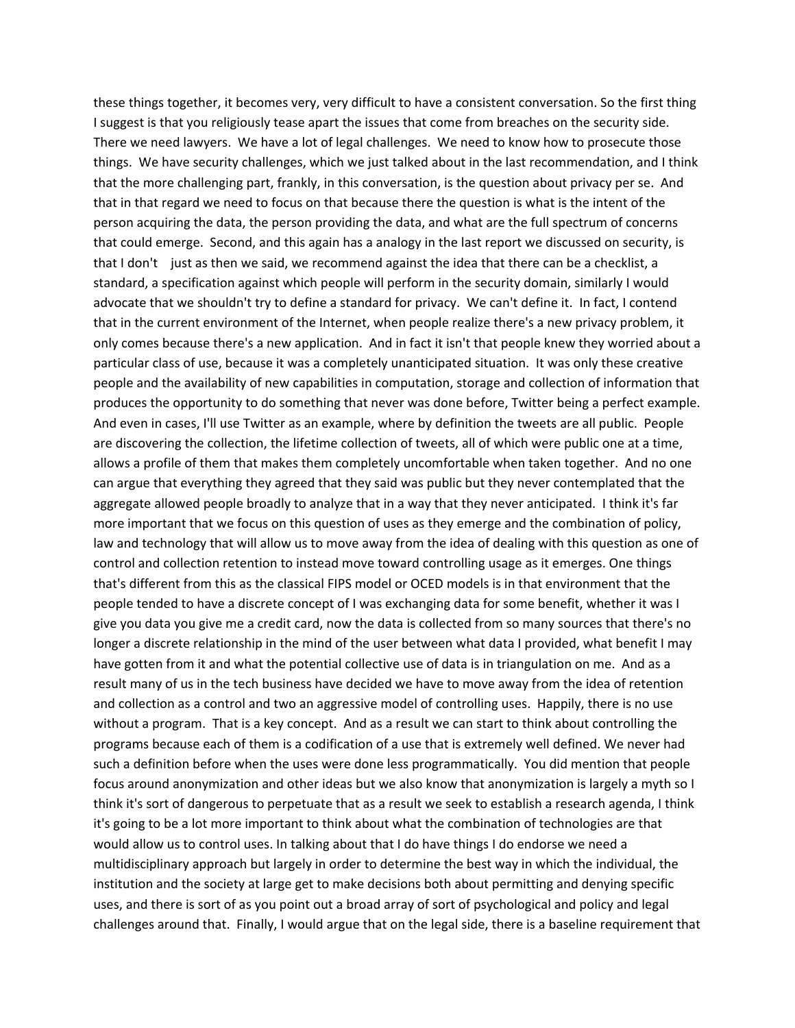these things together, it becomes very, very difficult to have a consistent conversation. So the first thing I suggest is that you religiously tease apart the issues that come from breaches on the security side. There we need lawyers. We have a lot of legal challenges. We need to know how to prosecute those things. We have security challenges, which we just talked about in the last recommendation, and I think that the more challenging part, frankly, in this conversation, is the question about privacy per se. And that in that regard we need to focus on that because there the question is what is the intent of the person acquiring the data, the person providing the data, and what are the full spectrum of concerns that could emerge. Second, and this again has a analogy in the last report we discussed on security, is that I don't just as then we said, we recommend against the idea that there can be a checklist, a standard, a specification against which people will perform in the security domain, similarly I would advocate that we shouldn't try to define a standard for privacy. We can't define it. In fact, I contend that in the current environment of the Internet, when people realize there's a new privacy problem, it only comes because there's a new application. And in fact it isn't that people knew they worried about a particular class of use, because it was a completely unanticipated situation. It was only these creative people and the availability of new capabilities in computation, storage and collection of information that produces the opportunity to do something that never was done before, Twitter being a perfect example. And even in cases, I'll use Twitter as an example, where by definition the tweets are all public. People are discovering the collection, the lifetime collection of tweets, all of which were public one at a time, allows a profile of them that makes them completely uncomfortable when taken together. And no one can argue that everything they agreed that they said was public but they never contemplated that the aggregate allowed people broadly to analyze that in a way that they never anticipated. I think it's far more important that we focus on this question of uses as they emerge and the combination of policy, law and technology that will allow us to move away from the idea of dealing with this question as one of control and collection retention to instead move toward controlling usage as it emerges. One things that's different from this as the classical FIPS model or OCED models is in that environment that the people tended to have a discrete concept of I was exchanging data for some benefit, whether it was I give you data you give me a credit card, now the data is collected from so many sources that there's no longer a discrete relationship in the mind of the user between what data I provided, what benefit I may have gotten from it and what the potential collective use of data is in triangulation on me. And as a result many of us in the tech business have decided we have to move away from the idea of retention and collection as a control and two an aggressive model of controlling uses. Happily, there is no use without a program. That is a key concept. And as a result we can start to think about controlling the programs because each of them is a codification of a use that is extremely well defined. We never had such a definition before when the uses were done less programmatically. You did mention that people focus around anonymization and other ideas but we also know that anonymization is largely a myth so I think it's sort of dangerous to perpetuate that as a result we seek to establish a research agenda, I think it's going to be a lot more important to think about what the combination of technologies are that would allow us to control uses. In talking about that I do have things I do endorse we need a multidisciplinary approach but largely in order to determine the best way in which the individual, the institution and the society at large get to make decisions both about permitting and denying specific uses, and there is sort of as you point out a broad array of sort of psychological and policy and legal challenges around that. Finally, I would argue that on the legal side, there is a baseline requirement that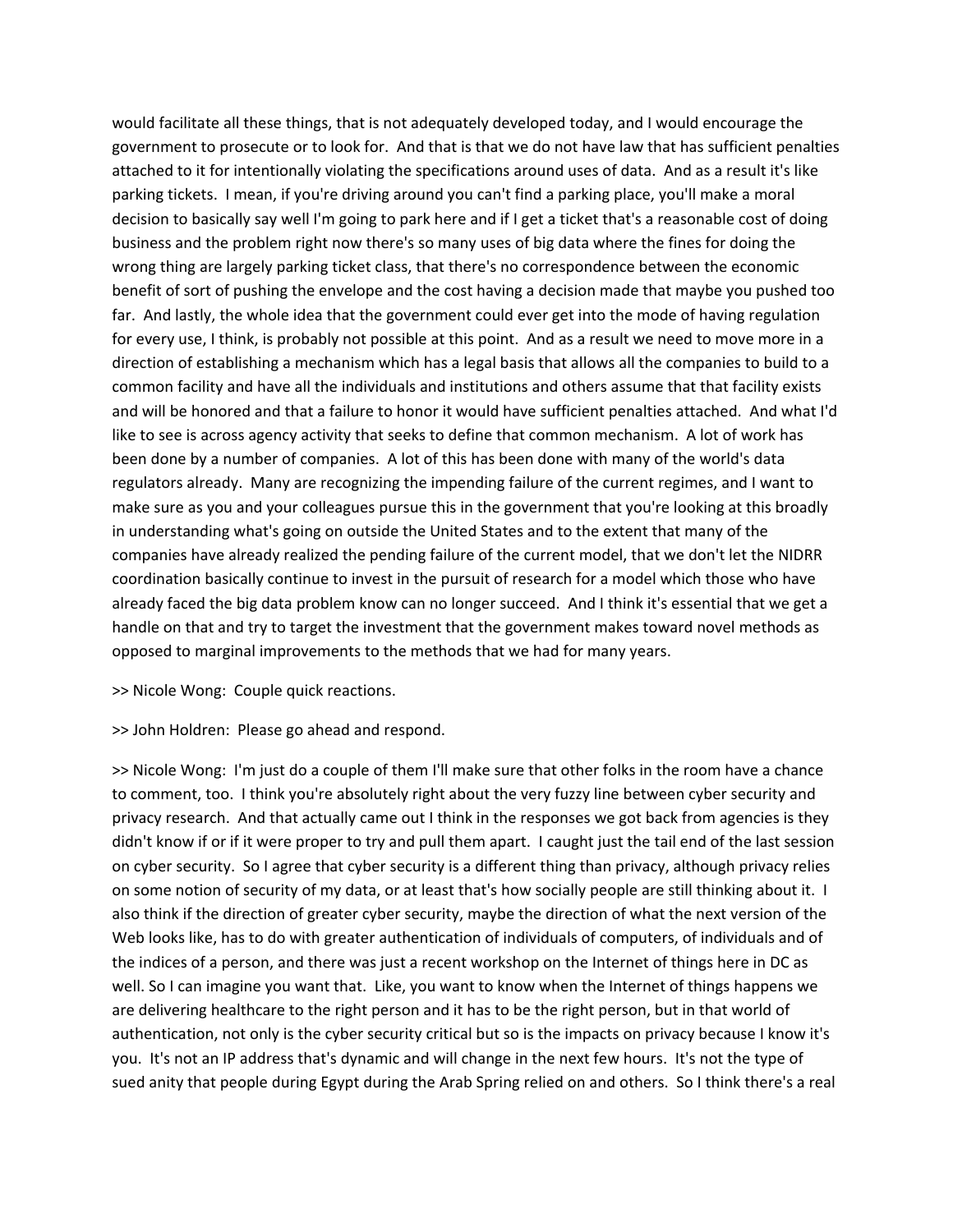would facilitate all these things, that is not adequately developed today, and I would encourage the government to prosecute or to look for. And that is that we do not have law that has sufficient penalties attached to it for intentionally violating the specifications around uses of data. And as a result it's like parking tickets. I mean, if you're driving around you can't find a parking place, you'll make a moral decision to basically say well I'm going to park here and if I get a ticket that's a reasonable cost of doing business and the problem right now there's so many uses of big data where the fines for doing the wrong thing are largely parking ticket class, that there's no correspondence between the economic benefit of sort of pushing the envelope and the cost having a decision made that maybe you pushed too far. And lastly, the whole idea that the government could ever get into the mode of having regulation for every use, I think, is probably not possible at this point. And as a result we need to move more in a direction of establishing a mechanism which has a legal basis that allows all the companies to build to a common facility and have all the individuals and institutions and others assume that that facility exists and will be honored and that a failure to honor it would have sufficient penalties attached. And what I'd like to see is across agency activity that seeks to define that common mechanism. A lot of work has been done by a number of companies. A lot of this has been done with many of the world's data regulators already. Many are recognizing the impending failure of the current regimes, and I want to make sure as you and your colleagues pursue this in the government that you're looking at this broadly in understanding what's going on outside the United States and to the extent that many of the companies have already realized the pending failure of the current model, that we don't let the NIDRR coordination basically continue to invest in the pursuit of research for a model which those who have already faced the big data problem know can no longer succeed. And I think it's essential that we get a handle on that and try to target the investment that the government makes toward novel methods as opposed to marginal improvements to the methods that we had for many years.

>> Nicole Wong: Couple quick reactions.

>> John Holdren: Please go ahead and respond.

>> Nicole Wong: I'm just do a couple of them I'll make sure that other folks in the room have a chance to comment, too. I think you're absolutely right about the very fuzzy line between cyber security and privacy research. And that actually came out I think in the responses we got back from agencies is they didn't know if or if it were proper to try and pull them apart. I caught just the tail end of the last session on cyber security. So I agree that cyber security is a different thing than privacy, although privacy relies on some notion of security of my data, or at least that's how socially people are still thinking about it. I also think if the direction of greater cyber security, maybe the direction of what the next version of the Web looks like, has to do with greater authentication of individuals of computers, of individuals and of the indices of a person, and there was just a recent workshop on the Internet of things here in DC as well. So I can imagine you want that. Like, you want to know when the Internet of things happens we are delivering healthcare to the right person and it has to be the right person, but in that world of authentication, not only is the cyber security critical but so is the impacts on privacy because I know it's you. It's not an IP address that's dynamic and will change in the next few hours. It's not the type of sued anity that people during Egypt during the Arab Spring relied on and others. So I think there's a real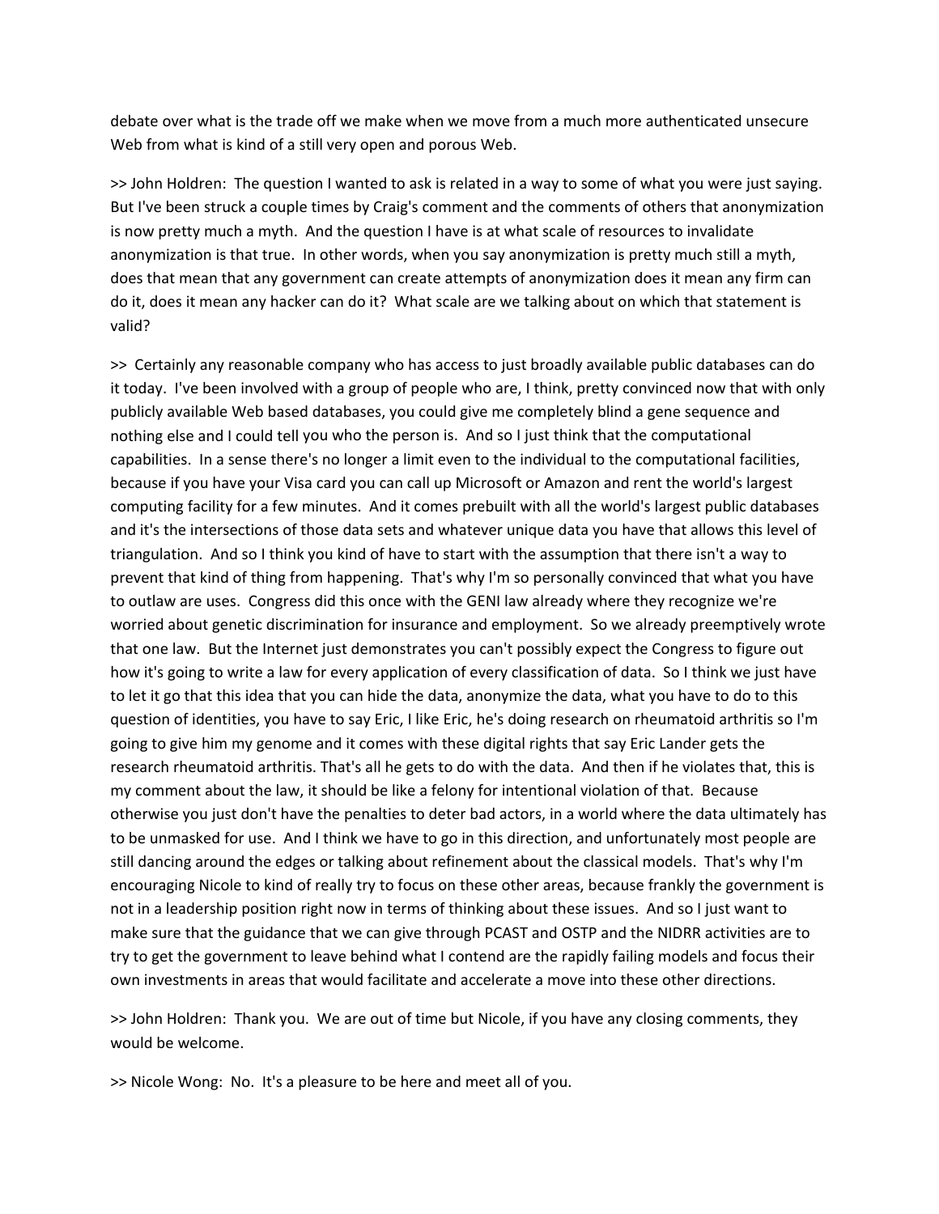debate over what is the trade off we make when we move from a much more authenticated unsecure Web from what is kind of a still very open and porous Web.

>> John Holdren: The question I wanted to ask is related in a way to some of what you were just saying. But I've been struck a couple times by Craig's comment and the comments of others that anonymization is now pretty much a myth. And the question I have is at what scale of resources to invalidate anonymization is that true. In other words, when you say anonymization is pretty much still a myth, does that mean that any government can create attempts of anonymization does it mean any firm can do it, does it mean any hacker can do it? What scale are we talking about on which that statement is valid?

>> Certainly any reasonable company who has access to just broadly available public databases can do it today. I've been involved with a group of people who are, I think, pretty convinced now that with only publicly available Web based databases, you could give me completely blind a gene sequence and nothing else and I could tell you who the person is. And so I just think that the computational capabilities. In a sense there's no longer a limit even to the individual to the computational facilities, because if you have your Visa card you can call up Microsoft or Amazon and rent the world's largest computing facility for a few minutes. And it comes prebuilt with all the world's largest public databases and it's the intersections of those data sets and whatever unique data you have that allows this level of triangulation. And so I think you kind of have to start with the assumption that there isn't a way to prevent that kind of thing from happening. That's why I'm so personally convinced that what you have to outlaw are uses. Congress did this once with the GENI law already where they recognize we're worried about genetic discrimination for insurance and employment. So we already preemptively wrote that one law. But the Internet just demonstrates you can't possibly expect the Congress to figure out how it's going to write a law for every application of every classification of data. So I think we just have to let it go that this idea that you can hide the data, anonymize the data, what you have to do to this question of identities, you have to say Eric, I like Eric, he's doing research on rheumatoid arthritis so I'm going to give him my genome and it comes with these digital rights that say Eric Lander gets the research rheumatoid arthritis. That's all he gets to do with the data. And then if he violates that, this is my comment about the law, it should be like a felony for intentional violation of that. Because otherwise you just don't have the penalties to deter bad actors, in a world where the data ultimately has to be unmasked for use. And I think we have to go in this direction, and unfortunately most people are still dancing around the edges or talking about refinement about the classical models. That's why I'm encouraging Nicole to kind of really try to focus on these other areas, because frankly the government is not in a leadership position right now in terms of thinking about these issues. And so I just want to make sure that the guidance that we can give through PCAST and OSTP and the NIDRR activities are to try to get the government to leave behind what I contend are the rapidly failing models and focus their own investments in areas that would facilitate and accelerate a move into these other directions.

>> John Holdren: Thank you. We are out of time but Nicole, if you have any closing comments, they would be welcome.

>> Nicole Wong: No. It's a pleasure to be here and meet all of you.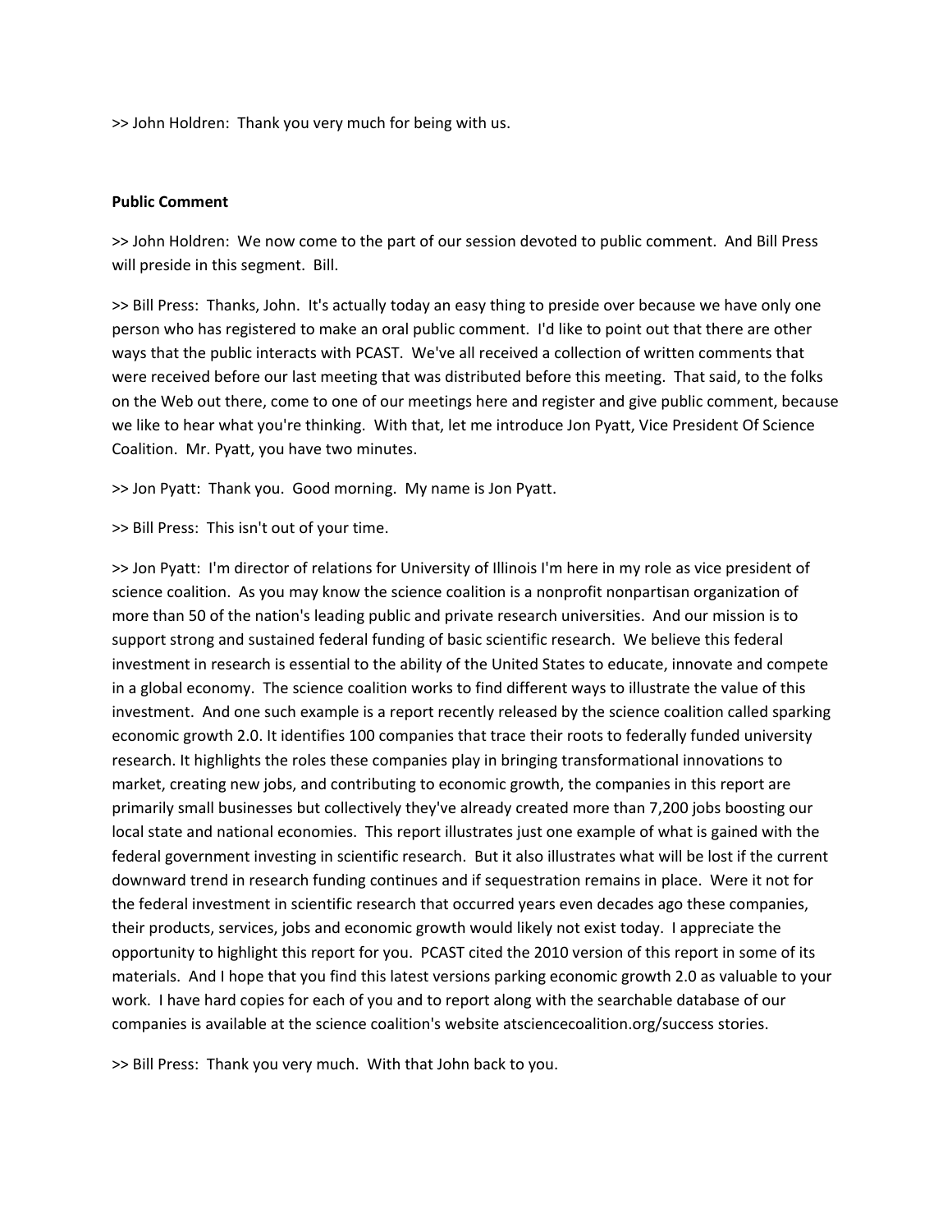>> John Holdren: Thank you very much for being with us.

**Public Comment**

>> John Holdren: We now come to the part of our session devoted to public comment. And Bill Press will preside in this segment. Bill.

>> Bill Press: Thanks, John. It's actually today an easy thing to preside over because we have only one person who has registered to make an oral public comment. I'd like to point out that there are other ways that the public interacts with PCAST. We've all received a collection of written comments that were received before our last meeting that was distributed before this meeting. That said, to the folks on the Web out there, come to one of our meetings here and register and give public comment, because we like to hear what you're thinking. With that, let me introduce Jon Pyatt, Vice President Of Science Coalition. Mr. Pyatt, you have two minutes.

>> Jon Pyatt: Thank you. Good morning. My name is Jon Pyatt.

>> Bill Press: This isn't out of your time.

>> Jon Pyatt: I'm director of relations for University of Illinois I'm here in my role as vice president of science coalition. As you may know the science coalition is a nonprofit nonpartisan organization of more than 50 of the nation's leading public and private research universities. And our mission is to support strong and sustained federal funding of basic scientific research. We believe this federal investment in research is essential to the ability of the United States to educate, innovate and compete in a global economy. The science coalition works to find different ways to illustrate the value of this investment. And one such example is a report recently released by the science coalition called sparking economic growth 2.0. It identifies 100 companies that trace their roots to federally funded university research. It highlights the roles these companies play in bringing transformational innovations to market, creating new jobs, and contributing to economic growth, the companies in this report are primarily small businesses but collectively they've already created more than 7,200 jobs boosting our local state and national economies. This report illustrates just one example of what is gained with the federal government investing in scientific research. But it also illustrates what will be lost if the current downward trend in research funding continues and if sequestration remains in place. Were it not for the federal investment in scientific research that occurred years even decades ago these companies, their products, services, jobs and economic growth would likely not exist today. I appreciate the opportunity to highlight this report for you. PCAST cited the 2010 version of this report in some of its materials. And I hope that you find this latest versions parking economic growth 2.0 as valuable to your work. I have hard copies for each of you and to report along with the searchable database of our companies is available at the science coalition's website atsciencecoalition.org/success stories.

>> Bill Press: Thank you very much. With that John back to you.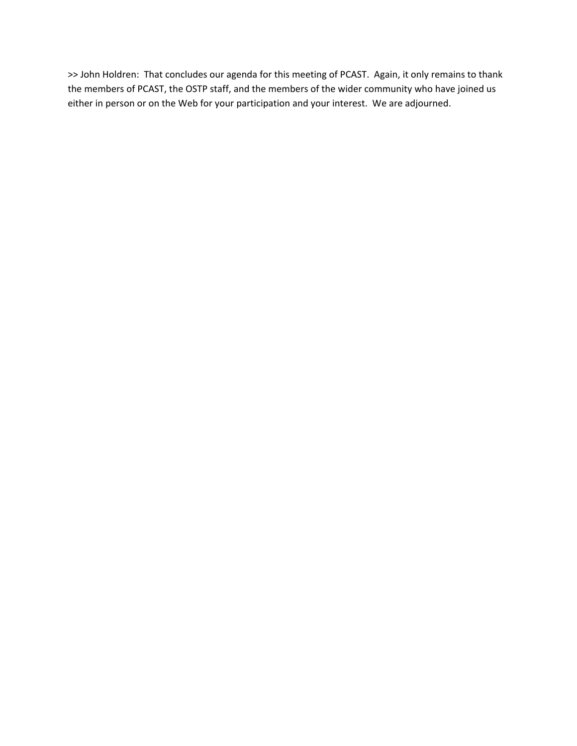>> John Holdren:  That concludes our agenda for this meeting of PCAST.  Again, it only remains to thank the members of PCAST, the OSTP staff, and the members of the wider community who have joined us either in person or on the Web for your participation and your interest.  We are adjourned.